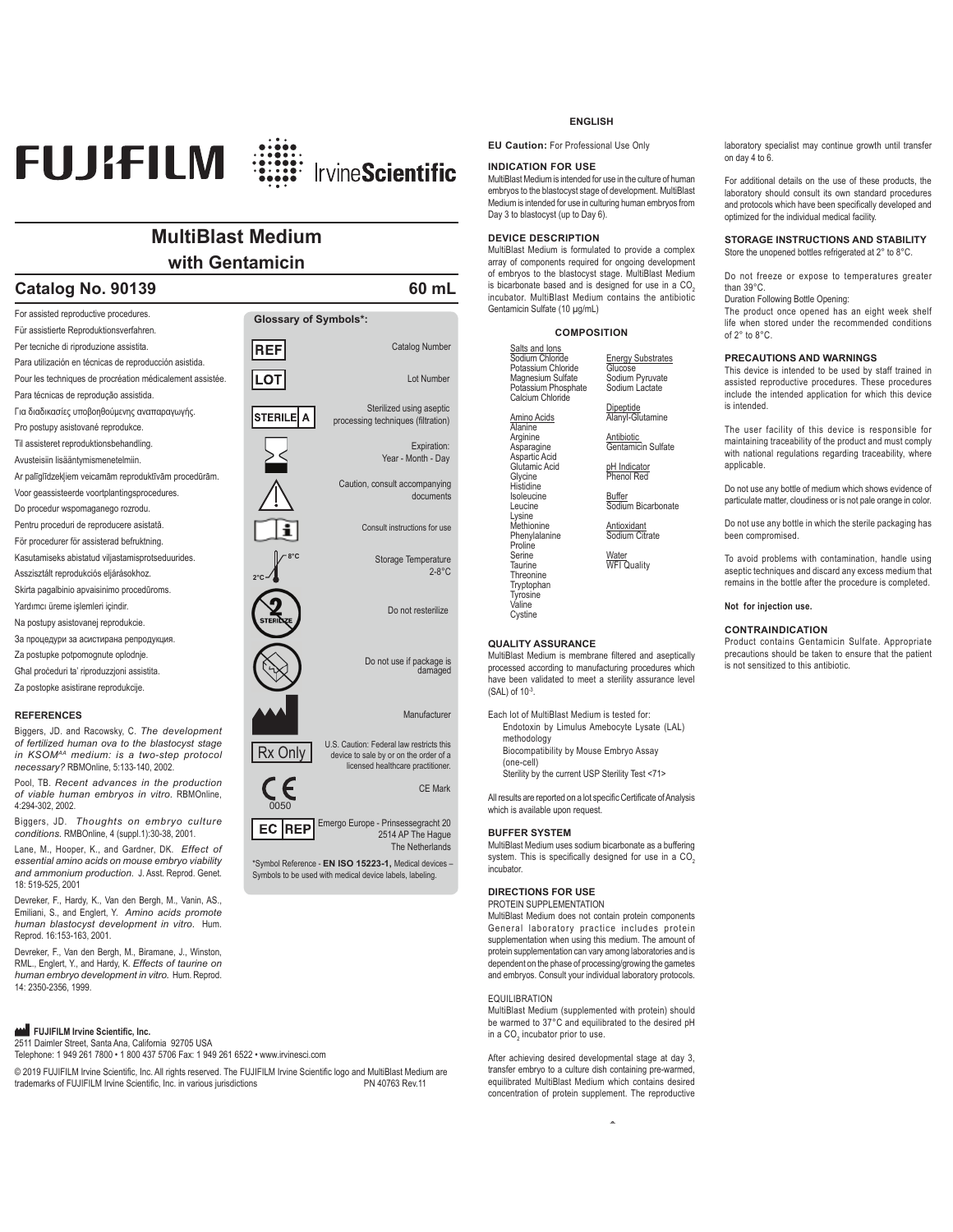FUJIFILM IrvineScientific

# MultiBlast Medium
## with Gentamicin

## Catalog No. 90139 — 60 mL

For assisted reproductive procedures.
Für assistierte Reproduktionsverfahren.
Per tecniche di riproduzione assistita.
Para utilización en técnicas de reproducción asistida.
Pour les techniques de procréation médicalement assistée.
Para técnicas de reprodução assistida.
Για διαδικασίες υποβοηθούμενης αναπαραγωγής.
Pro postupy asistované reprodukce.
Til assisteret reproduktionsbehandling.
Avusteisiin lisääntymismenetelmiin.
Ar palīglīdzekļiem veicamām reproduktīvām procedūrām.
Voor geassisteerde voortplantingsprocedures.
Do procedur wspomaganego rozrodu.
Pentru proceduri de reproducere asistată.
För procedurer för assisterad befruktning.
Kasutamiseks abistatud viljastamisprotseduurides.
Asszisztált reprodukciós eljárásokhoz.
Skirta pagalbinio apvaisinimo procedūroms.
Yardımcı üreme işlemleri içindir.
Na postupy asistovanej reprodukcie.
За процедури за асистирана репродукция.
Za postupke potpomognute oplodnje.
Għal proċeduri ta' riproduzzjoni assistita.
Za postopke asistirane reprodukcije.

### Glossary of Symbols*:

| Symbol | Meaning |
|---|---|
| REF | Catalog Number |
| LOT | Lot Number |
| STERILE A | Sterilized using aseptic processing techniques (filtration) |
| (hourglass) | Expiration: Year - Month - Day |
| (warning triangle) | Caution, consult accompanying documents |
| (book i) | Consult instructions for use |
| 2°C – 8°C | Storage Temperature 2-8°C |
| STERILIZE (crossed) | Do not resterilize |
| (crossed package) | Do not use if package is damaged |
| (factory) | Manufacturer |
| Rx Only | U.S. Caution: Federal law restricts this device to sale by or on the order of a licensed healthcare practitioner. |
| CE 0050 | CE Mark |
| EC REP | Emergo Europe - Prinsessegracht 20 2514 AP The Hague The Netherlands |

*Symbol Reference - **EN ISO 15223-1,** Medical devices – Symbols to be used with medical device labels, labeling.

### REFERENCES

Biggers, JD. and Racowsky, C. *The development of fertilized human ova to the blastocyst stage in KSOM[AA] medium: is a two-step protocol necessary?* RBMOnline, 5:133-140, 2002.

Pool, TB. *Recent advances in the production of viable human embryos in vitro.* RBMOnline, 4:294-302, 2002.

Biggers, JD. *Thoughts on embryo culture conditions.* RMBOnline, 4 (suppl.1):30-38, 2001.

Lane, M., Hooper, K., and Gardner, DK. *Effect of essential amino acids on mouse embryo viability and ammonium production.* J. Asst. Reprod. Genet. 18: 519-525, 2001

Devreker, F., Hardy, K., Van den Bergh, M., Vanin, AS., Emiliani, S., and Englert, Y. *Amino acids promote human blastocyst development in vitro.* Hum. Reprod. 16:153-163, 2001.

Devreker, F., Van den Bergh, M., Biramane, J., Winston, RML., Englert, Y., and Hardy, K. *Effects of taurine on human embryo development in vitro.* Hum. Reprod. 14: 2350-2356, 1999.

**FUJIFILM Irvine Scientific, Inc.**
2511 Daimler Street, Santa Ana, California 92705 USA
Telephone: 1 949 261 7800 • 1 800 437 5706 Fax: 1 949 261 6522 • www.irvinesci.com

© 2019 FUJIFILM Irvine Scientific, Inc. All rights reserved. The FUJIFILM Irvine Scientific logo and MultiBlast Medium are trademarks of FUJIFILM Irvine Scientific, Inc. in various jurisdictions PN 40763 Rev.11

## ENGLISH

**EU Caution:** For Professional Use Only

### INDICATION FOR USE

MultiBlast Medium is intended for use in the culture of human embryos to the blastocyst stage of development. MultiBlast Medium is intended for use in culturing human embryos from Day 3 to blastocyst (up to Day 6).

### DEVICE DESCRIPTION

MultiBlast Medium is formulated to provide a complex array of components required for ongoing development of embryos to the blastocyst stage. MultiBlast Medium is bicarbonate based and is designed for use in a $CO_2$ incubator. MultiBlast Medium contains the antibiotic Gentamicin Sulfate (10 µg/mL)

### COMPOSITION

<u>Salts and Ions</u>
Sodium Chloride
Potassium Chloride
Magnesium Sulfate
Potassium Phosphate
Calcium Chloride

<u>Amino Acids</u>
Alanine
Arginine
Asparagine
Aspartic Acid
Glutamic Acid
Glycine
Histidine
Isoleucine
Leucine
Lysine
Methionine
Phenylalanine
Proline
Serine
Taurine
Threonine
Tryptophan
Tyrosine
Valine
Cystine

<u>Energy Substrates</u>
Glucose
Sodium Pyruvate
Sodium Lactate

<u>Dipeptide</u>
Alanyl-Glutamine

<u>Antibiotic</u>
Gentamicin Sulfate

<u>pH Indicator</u>
Phenol Red

<u>Buffer</u>
Sodium Bicarbonate

<u>Antioxidant</u>
Sodium Citrate

<u>Water</u>
WFI Quality

### QUALITY ASSURANCE

MultiBlast Medium is membrane filtered and aseptically processed according to manufacturing procedures which have been validated to meet a sterility assurance level (SAL) of $10^{-3}$.

Each lot of MultiBlast Medium is tested for:
- Endotoxin by Limulus Amebocyte Lysate (LAL) methodology
- Biocompatibility by Mouse Embryo Assay (one-cell)
- Sterility by the current USP Sterility Test <71>

All results are reported on a lot specific Certificate of Analysis which is available upon request.

### BUFFER SYSTEM

MultiBlast Medium uses sodium bicarbonate as a buffering system. This is specifically designed for use in a $CO_2$ incubator.

### DIRECTIONS FOR USE

PROTEIN SUPPLEMENTATION

MultiBlast Medium does not contain protein components General laboratory practice includes protein supplementation when using this medium. The amount of protein supplementation can vary among laboratories and is dependent on the phase of processing/growing the gametes and embryos. Consult your individual laboratory protocols.

EQUILIBRATION

MultiBlast Medium (supplemented with protein) should be warmed to 37°C and equilibrated to the desired pH in a $CO_2$ incubator prior to use.

After achieving desired developmental stage at day 3, transfer embryo to a culture dish containing pre-warmed, equilibrated MultiBlast Medium which contains desired concentration of protein supplement. The reproductive laboratory specialist may continue growth until transfer on day 4 to 6.

For additional details on the use of these products, the laboratory should consult its own standard procedures and protocols which have been specifically developed and optimized for the individual medical facility.

### STORAGE INSTRUCTIONS AND STABILITY

Store the unopened bottles refrigerated at 2° to 8°C.

Do not freeze or expose to temperatures greater than 39°C.
Duration Following Bottle Opening:
The product once opened has an eight week shelf life when stored under the recommended conditions of 2° to 8°C.

### PRECAUTIONS AND WARNINGS

This device is intended to be used by staff trained in assisted reproductive procedures. These procedures include the intended application for which this device is intended.

The user facility of this device is responsible for maintaining traceability of the product and must comply with national regulations regarding traceability, where applicable.

Do not use any bottle of medium which shows evidence of particulate matter, cloudiness or is not pale orange in color.

Do not use any bottle in which the sterile packaging has been compromised.

To avoid problems with contamination, handle using aseptic techniques and discard any excess medium that remains in the bottle after the procedure is completed.

**Not for injection use.**

### CONTRAINDICATION

Product contains Gentamicin Sulfate. Appropriate precautions should be taken to ensure that the patient is not sensitized to this antibiotic.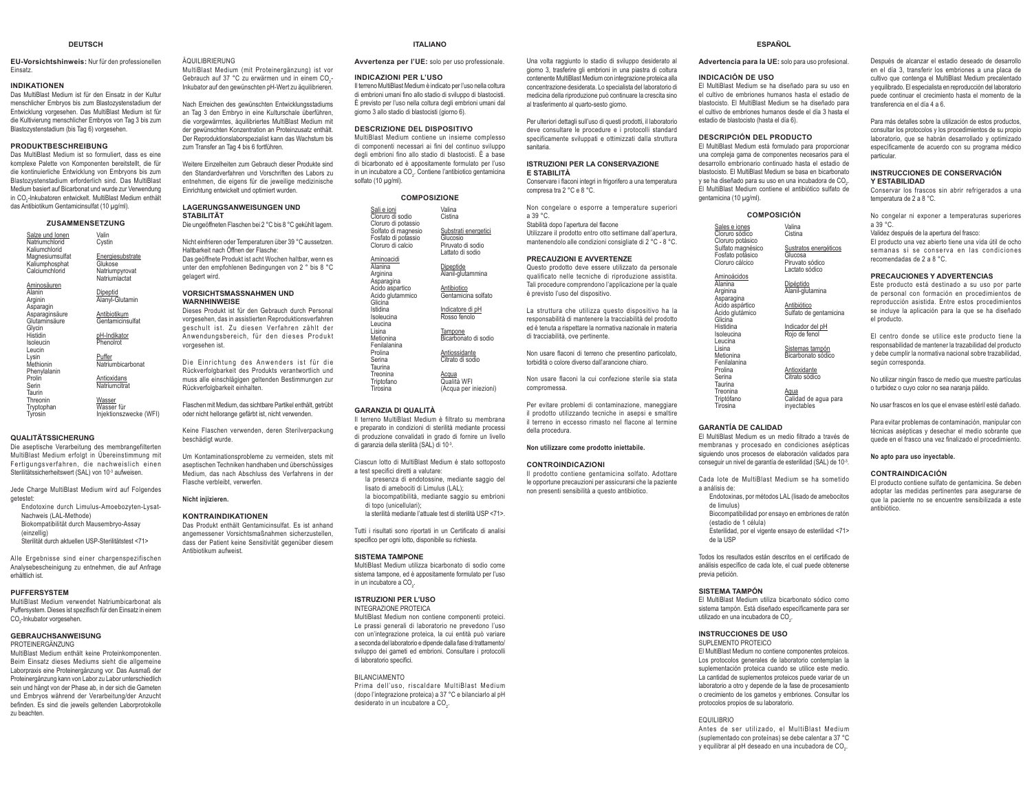## DEUTSCH

**EU-Vorsichtshinweis:** Nur für den professionellen Einsatz.

### INDIKATIONEN

Das MultiBlast Medium ist für den Einsatz in der Kultur menschlicher Embryos bis zum Blastozystenstadium der Entwicklung vorgesehen. Das MultiBlast Medium ist für die Kultivierung menschlicher Embryos von Tag 3 bis zum Blastozystenstadium (bis Tag 6) vorgesehen.

### PRODUKTBESCHREIBUNG

Das MultiBlast Medium ist so formuliert, dass es eine komplexe Palette von Komponenten bereitstellt, die für die kontinuierliche Entwicklung von Embryos bis zum Blastozystenstadium erforderlich sind. Das MultiBlast Medium basiert auf Bicarbonat und wurde zur Verwendung in $CO_2$-Inkubatoren entwickelt. MultiBlast Medium enthält das Antibiotikum Gentamicinsulfat (10 µg/ml).

### ZUSAMMENSETZUNG

| | |
|---|---|
| Salze und Ionen | Valin |
| Natriumchlorid | Cystin |
| Kaliumchlorid | |
| Magnesiumsulfat | Energiesubstrate |
| Kaliumphosphat | Glukose |
| Calciumchlorid | Natriumpyruvat |
| | Natriumlactat |
| Aminosäuren | |
| Alanin | Dipeptid |
| Arginin | Alanyl-Glutamin |
| Asparagin | |
| Asparaginsäure | Antibiotikum |
| Glutaminsäure | Gentamicinsulfat |
| Glycin | |
| Histidin | pH-Indikator |
| Isoleucin | Phenolrot |
| Leucin | |
| Lysin | Puffer |
| Methionin | Natriumbicarbonat |
| Phenylalanin | |
| Prolin | Antioxidans |
| Serin | Natriumcitrat |
| Taurin | |
| Threonin | Wasser |
| Tryptophan | Wasser für |
| Tyrosin | Injektionszwecke (WFI) |

### QUALITÄTSSICHERUNG

Die aseptische Verarbeitung des membrangefilterten MultiBlast Medium erfolgt in Übereinstimmung mit Fertigungsverfahren, die nachweislich einen Sterilitätssicherheitswert (SAL) von $10^{-3}$ aufweisen.

Jede Charge MultiBlast Medium wird auf Folgendes getestet:

- Endotoxine durch Limulus-Amoebozyten-Lysat-Nachweis (LAL-Methode)
- Biokompatibilität durch Mausembryo-Assay (einzellig)
- Sterilität durch aktuellen USP-Sterilitätstest <71>

Alle Ergebnisse sind einer chargenspezifischen Analysebescheinigung zu entnehmen, die auf Anfrage erhältlich ist.

### PUFFERSYSTEM

MultiBlast Medium verwendet Natriumbicarbonat als Puffersystem. Dieses ist spezifisch für den Einsatz in einem $CO_2$-Inkubator vorgesehen.

### GEBRAUCHSANWEISUNG

PROTEINERGÄNZUNG

MultiBlast Medium enthält keine Proteinkomponenten. Beim Einsatz dieses Mediums sieht die allgemeine Laborpraxis eine Proteinergänzung vor. Das Ausmaß der Proteinergänzung kann von Labor zu Labor unterschiedlich sein und hängt von der Phase ab, in der sich die Gameten und Embryos während der Verarbeitung/der Anzucht befinden. Es sind die jeweils geltenden Laborprotokolle zu beachten.

ÄQUILIBRIERUNG

MultiBlast Medium (mit Proteinergänzung) ist vor Gebrauch auf 37 °C zu erwärmen und in einem $CO_2$-Inkubator auf den gewünschten pH-Wert zu äquilibrieren.

Nach Erreichen des gewünschten Entwicklungsstadiums am Tag 3 den Embryo in eine Kulturschale überführen, die vorgewärmtes, äquilibriertes MultiBlast Medium mit der gewünschten Konzentration an Proteinzusatz enthält. Der Reproduktionslaborspezialist kann das Wachstum bis zum Transfer an Tag 4 bis 6 fortführen.

Weitere Einzelheiten zum Gebrauch dieser Produkte sind den Standardverfahren und Vorschriften des Labors zu entnehmen, die eigens für die jeweilige medizinische Einrichtung entwickelt und optimiert wurden.

### LAGERUNGSANWEISUNGEN UND STABILITÄT

Die ungeöffneten Flaschen bei 2 °C bis 8 °C gekühlt lagern.

Nicht einfrieren oder Temperaturen über 39 °C aussetzen.
Haltbarkeit nach Öffnen der Flasche:
Das geöffnete Produkt ist acht Wochen haltbar, wenn es unter den empfohlenen Bedingungen von 2 ° bis 8 °C gelagert wird.

### VORSICHTSMASSNAHMEN UND WARNHINWEISE

Dieses Produkt ist für den Gebrauch durch Personal vorgesehen, das in assistierten Reproduktionsverfahren geschult ist. Zu diesen Verfahren zählt der Anwendungsbereich, für den dieses Produkt vorgesehen ist.

Die Einrichtung des Anwenders ist für die Rückverfolgbarkeit des Produkts verantwortlich und muss alle einschlägigen geltenden Bestimmungen zur Rückverfolgbarkeit einhalten.

Flaschen mit Medium, das sichtbare Partikel enthält, getrübt oder nicht hellorange gefärbt ist, nicht verwenden.

Keine Flaschen verwenden, deren Sterilverpackung beschädigt wurde.

Um Kontaminationsprobleme zu vermeiden, stets mit aseptischen Techniken handhaben und überschüssiges Medium, das nach Abschluss des Verfahrens in der Flasche verbleibt, verwerfen.

**Nicht injizieren.**

### KONTRAINDIKATIONEN

Das Produkt enthält Gentamicinsulfat. Es ist anhand angemessener Vorsichtsmaßnahmen sicherzustellen, dass der Patient keine Sensitivität gegenüber diesem Antibiotikum aufweist.

## ITALIANO

**Avvertenza per l'UE:** solo per uso professionale.

### INDICAZIONI PER L'USO

Il terreno MultiBlast Medium è indicato per l'uso nella coltura di embrioni umani fino allo stadio di sviluppo di blastocisti. È previsto per l'uso nella coltura degli embrioni umani dal giorno 3 allo stadio di blastocisti (giorno 6).

### DESCRIZIONE DEL DISPOSITIVO

MultiBlast Medium contiene un insieme complesso di componenti necessari ai fini del continuo sviluppo degli embrioni fino allo stadio di blastocisti. È a base di bicarbonato ed è appositamente formulato per l'uso in un incubatore a $CO_2$. Contiene l'antibiotico gentamicina solfato (10 µg/ml).

### COMPOSIZIONE

| | |
|---|---|
| Sali e ioni | Valina |
| Cloruro di sodio | Cistina |
| Cloruro di potassio | |
| Solfato di magnesio | Substrati energetici |
| Fosfato di potassio | Glucosio |
| Cloruro di calcio | Piruvato di sodio |
| | Lattato di sodio |
| Aminoacidi | |
| Alanina | Dipeptide |
| Arginina | Alanil-glutammina |
| Asparagina | |
| Acido aspartico | Antibiotico |
| Acido glutammico | Gentamicina solfato |
| Glicina | |
| Istidina | Indicatore di pH |
| Isoleucina | Rosso fenolo |
| Leucina | |
| Lisina | Tampone |
| Metionina | Bicarbonato di sodio |
| Fenilalanina | |
| Prolina | Antiossidante |
| Serina | Citrato di sodio |
| Taurina | |
| Treonina | Acqua |
| Triptofano | Qualità WFI |
| Tirosina | (Acqua per iniezioni) |

### GARANZIA DI QUALITÀ

Il terreno MultiBlast Medium è filtrato su membrana e preparato in condizioni di sterilità mediante processi di produzione convalidati in grado di fornire un livello di garanzia della sterilità (SAL) di $10^{-3}$.

Ciascun lotto di MultiBlast Medium è stato sottoposto a test specifici diretti a valutare:

- la presenza di endotossine, mediante saggio del lisato di amebociti di Limulus (LAL);
- la biocompatibilità, mediante saggio su embrioni di topo (unicellulari);
- la sterilità mediante l'attuale test di sterilità USP <71>.

Tutti i risultati sono riportati in un Certificato di analisi specifico per ogni lotto, disponibile su richiesta.

### SISTEMA TAMPONE

MultiBlast Medium utilizza bicarbonato di sodio come sistema tampone, ed è appositamente formulato per l'uso in un incubatore a $CO_2$.

### ISTRUZIONI PER L'USO

INTEGRAZIONE PROTEICA

MultiBlast Medium non contiene componenti proteici. Le prassi generali di laboratorio ne prevedono l'uso con un'integrazione proteica, la cui entità può variare a seconda del laboratorio e dipende dalla fase di trattamento/sviluppo dei gameti ed embrioni. Consultare i protocolli di laboratorio specifici.

BILANCIAMENTO

Prima dell'uso, riscaldare MultiBlast Medium (dopo l'integrazione proteica) a 37 °C e bilanciarlo al pH desiderato in un incubatore a $CO_2$.

Una volta raggiunto lo stadio di sviluppo desiderato al giorno 3, trasferire gli embrioni in una piastra di coltura contenente MultiBlast Medium con integrazione proteica alla concentrazione desiderata. Lo specialista del laboratorio di medicina della riproduzione può continuare la crescita sino al trasferimento al quarto-sesto giorno.

Per ulteriori dettagli sull'uso di questi prodotti, il laboratorio deve consultare le procedure e i protocolli standard specificamente sviluppati e ottimizzati dalla struttura sanitaria.

### ISTRUZIONI PER LA CONSERVAZIONE E STABILITÀ

Conservare i flaconi integri in frigorifero a una temperatura compresa tra 2 °C e 8 °C.

Non congelare o esporre a temperature superiori a 39 °C.
Stabilità dopo l'apertura del flacone
Utilizzare il prodotto entro otto settimane dall'apertura, mantenendolo alle condizioni consigliate di 2 °C - 8 °C.

### PRECAUZIONI E AVVERTENZE

Questo prodotto deve essere utilizzato da personale qualificato nelle tecniche di riproduzione assistita. Tali procedure comprendono l'applicazione per la quale è previsto l'uso del dispositivo.

La struttura che utilizza questo dispositivo ha la responsabilità di mantenere la tracciabilità del prodotto ed è tenuta a rispettare la normativa nazionale in materia di tracciabilità, ove pertinente.

Non usare flaconi di terreno che presentino particolato, torbidità o colore diverso dall'arancione chiaro.

Non usare flaconi la cui confezione sterile sia stata compromessa.

Per evitare problemi di contaminazione, maneggiare il prodotto utilizzando tecniche in asepsi e smaltire il terreno in eccesso rimasto nel flacone al termine della procedura.

**Non utilizzare come prodotto iniettabile.**

### CONTROINDICAZIONI

Il prodotto contiene gentamicina solfato. Adottare le opportune precauzioni per assicurarsi che la paziente non presenti sensibilità a questo antibiotico.

## ESPAÑOL

**Advertencia para la UE:** solo para uso profesional.

### INDICACIÓN DE USO

El MultiBlast Medium se ha diseñado para su uso en el cultivo de embriones humanos hasta el estadio de blastocisto. El MultiBlast Medium se ha diseñado para el cultivo de embriones humanos desde el día 3 hasta el estadio de blastocisto (hasta el día 6).

### DESCRIPCIÓN DEL PRODUCTO

El MultiBlast Medium está formulado para proporcionar una compleja gama de componentes necesarios para el desarrollo embrionario continuado hasta el estadio de blastocisto. El MultiBlast Medium se basa en bicarbonato y se ha diseñado para su uso en una incubadora de $CO_2$. El MultiBlast Medium contiene el antibiótico sulfato de gentamicina (10 µg/ml).

### COMPOSICIÓN

| | |
|---|---|
| Sales e iones | Valina |
| Cloruro sódico | Cistina |
| Cloruro potásico | |
| Sulfato magnésico | Sustratos energéticos |
| Fosfato potásico | Glucosa |
| Cloruro cálcico | Piruvato sódico |
| | Lactato sódico |
| Aminoácidos | |
| Alanina | Dipéptido |
| Arginina | Alanil-glutamina |
| Asparagina | |
| Ácido aspártico | Antibiótico |
| Ácido glutámico | Sulfato de gentamicina |
| Glicina | |
| Histidina | Indicador del pH |
| Isoleucina | Rojo de fenol |
| Leucina | |
| Lisina | Sistemas tampón |
| Metionina | Bicarbonato sódico |
| Fenilalanina | |
| Prolina | Antioxidante |
| Serina | Citrato sódico |
| Taurina | |
| Treonina | Agua |
| Triptófano | Calidad de agua para |
| Tirosina | inyectables |

### GARANTÍA DE CALIDAD

El MultiBlast Medium es un medio filtrado a través de membranas y procesado en condiciones asépticas siguiendo unos procesos de elaboración validados para conseguir un nivel de garantía de esterilidad (SAL) de $10^{-3}$.

Cada lote de MultiBlast Medium se ha sometido a análisis de:

- Endotoxinas, por métodos LAL (lisado de amebocitos de limulus)
- Biocompatibilidad por ensayo en embriones de ratón (estadio de 1 célula)
- Esterilidad, por el vigente ensayo de esterilidad <71> de la USP

Todos los resultados están descritos en el certificado de análisis específico de cada lote, el cual puede obtenerse previa petición.

### SISTEMA TAMPÓN

El MultiBlast Medium utiliza bicarbonato sódico como sistema tampón. Está diseñado específicamente para ser utilizado en una incubadora de $CO_2$.

### INSTRUCCIONES DE USO

SUPLEMENTO PROTEICO

El MultiBlast Medium no contiene componentes proteicos. Los protocolos generales de laboratorio contemplan la suplementación proteica cuando se utilice este medio. La cantidad de suplementos proteicos puede variar de un laboratorio a otro y depende de la fase de procesamiento o crecimiento de los gametos y embriones. Consultar los protocolos propios de su laboratorio.

EQUILIBRIO

Antes de ser utilizado, el MultiBlast Medium (suplementado con proteínas) se debe calentar a 37 °C y equilibrar al pH deseado en una incubadora de $CO_2$.

Después de alcanzar el estadio deseado de desarrollo en el día 3, transferir los embriones a una placa de cultivo que contenga el MultiBlast Medium precalentado y equilibrado. El especialista en reproducción del laboratorio puede continuar el crecimiento hasta el momento de la transferencia en el día 4 a 6.

Para más detalles sobre la utilización de estos productos, consultar los protocolos y los procedimientos de su propio laboratorio, que se habrán desarrollado y optimizado específicamente de acuerdo con su programa médico particular.

### INSTRUCCIONES DE CONSERVACIÓN Y ESTABILIDAD

Conservar los frascos sin abrir refrigerados a una temperatura de 2 a 8 °C.

No congelar ni exponer a temperaturas superiores a 39 °C.
Validez después de la apertura del frasco:
El producto una vez abierto tiene una vida útil de ocho semanas si se conserva en las condiciones recomendadas de 2 a 8 °C.

### PRECAUCIONES Y ADVERTENCIAS

Este producto está destinado a su uso por parte de personal con formación en procedimientos de reproducción asistida. Entre estos procedimientos se incluye la aplicación para la que se ha diseñado el producto.

El centro donde se utilice este producto tiene la responsabilidad de mantener la trazabilidad del producto y debe cumplir la normativa nacional sobre trazabilidad, según corresponda.

No utilizar ningún frasco de medio que muestre partículas o turbidez o cuyo color no sea naranja pálido.

No usar frascos en los que el envase estéril esté dañado.

Para evitar problemas de contaminación, manipular con técnicas asépticas y desechar el medio sobrante que quede en el frasco una vez finalizado el procedimiento.

**No apto para uso inyectable.**

### CONTRAINDICACIÓN

El producto contiene sulfato de gentamicina. Se deben adoptar las medidas pertinentes para asegurarse de que la paciente no se encuentre sensibilizada a este antibiótico.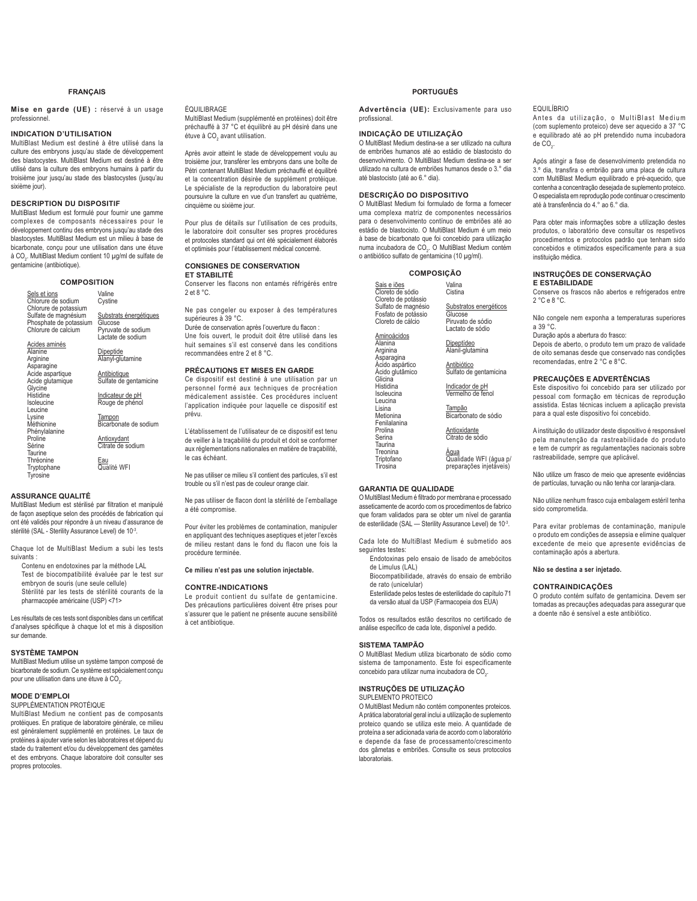## FRANÇAIS

**Mise en garde (UE) :** réservé à un usage professionnel.

### INDICATION D'UTILISATION

MultiBlast Medium est destiné à être utilisé dans la culture des embryons jusqu'au stade de développement des blastocystes. MultiBlast Medium est destiné à être utilisé dans la culture des embryons humains à partir du troisième jour jusqu'au stade des blastocystes (jusqu'au sixième jour).

### DESCRIPTION DU DISPOSITIF

MultiBlast Medium est formulé pour fournir une gamme complexes de composants nécessaires pour le développement continu des embryons jusqu'au stade des blastocystes. MultiBlast Medium est un milieu à base de bicarbonate, conçu pour une utilisation dans une étuve à $CO_2$. MultiBlast Medium contient 10 µg/ml de sulfate de gentamicine (antibiotique).

### COMPOSITION

| | |
|---|---|
| Sels et ions | Valine |
| Chlorure de sodium | Cystine |
| Chlorure de potassium | |
| Sulfate de magnésium | Substrats énergétiques |
| Phosphate de potassium | Glucose |
| Chlorure de calcium | Pyruvate de sodium |
| | Lactate de sodium |
| Acides aminés | |
| Alanine | Dipeptide |
| Arginine | Alanyl-glutamine |
| Asparagine | |
| Acide aspartique | Antibiotique |
| Acide glutamique | Sulfate de gentamicine |
| Glycine | |
| Histidine | Indicateur de pH |
| Isoleucine | Rouge de phénol |
| Leucine | |
| Lysine | Tampon |
| Méthionine | Bicarbonate de sodium |
| Phénylalanine | |
| Proline | Antioxydant |
| Sérine | Citrate de sodium |
| Taurine | |
| Thréonine | Eau |
| Tryptophane | Qualité WFI |
| Tyrosine | |

### ASSURANCE QUALITÉ

MultiBlast Medium est stérilisé par filtration et manipulé de façon aseptique selon des procédés de fabrication qui ont été validés pour répondre à un niveau d'assurance de stérilité (SAL - Sterility Assurance Level) de $10^{-3}$.

Chaque lot de MultiBlast Medium a subi les tests suivants :

- Contenu en endotoxines par la méthode LAL
- Test de biocompatibilité évaluée par le test sur embryon de souris (une seule cellule)
- Stérilité par les tests de stérilité courants de la pharmacopée américaine (USP) <71>

Les résultats de ces tests sont disponibles dans un certificat d'analyses spécifique à chaque lot et mis à disposition sur demande.

### SYSTÈME TAMPON

MultiBlast Medium utilise un système tampon composé de bicarbonate de sodium. Ce système est spécialement conçu pour une utilisation dans une étuve à $CO_2$.

### MODE D'EMPLOI

SUPPLÉMENTATION PROTÉIQUE

MultiBlast Medium ne contient pas de composants protéiques. En pratique de laboratoire générale, ce milieu est généralement supplémenté en protéines. Le taux de protéines à ajouter varie selon les laboratoires et dépend du stade du traitement et/ou du développement des gamètes et des embryons. Chaque laboratoire doit consulter ses propres protocoles.

ÉQUILIBRAGE

MultiBlast Medium (supplémenté en protéines) doit être préchauffé à 37 °C et équilibré au pH désiré dans une étuve à $CO_2$ avant utilisation.

Après avoir atteint le stade de développement voulu au troisième jour, transférer les embryons dans une boîte de Pétri contenant MultiBlast Medium préchauffé et équilibré et la concentration désirée de supplément protéique. Le spécialiste de la reproduction du laboratoire peut poursuivre la culture en vue d'un transfert au quatrième, cinquième ou sixième jour.

Pour plus de détails sur l'utilisation de ces produits, le laboratoire doit consulter ses propres procédures et protocoles standard qui ont été spécialement élaborés et optimisés pour l'établissement médical concerné.

### CONSIGNES DE CONSERVATION ET STABILITÉ

Conserver les flacons non entamés réfrigérés entre 2 et 8 °C.

Ne pas congeler ou exposer à des températures supérieures à 39 °C.

Durée de conservation après l'ouverture du flacon :

Une fois ouvert, le produit doit être utilisé dans les huit semaines s'il est conservé dans les conditions recommandées entre 2 et 8 °C.

### PRÉCAUTIONS ET MISES EN GARDE

Ce dispositif est destiné à une utilisation par un personnel formé aux techniques de procréation médicalement assistée. Ces procédures incluent l'application indiquée pour laquelle ce dispositif est prévu.

L'établissement de l'utilisateur de ce dispositif est tenu de veiller à la traçabilité du produit et doit se conformer aux réglementations nationales en matière de traçabilité, le cas échéant.

Ne pas utiliser ce milieu s'il contient des particules, s'il est trouble ou s'il n'est pas de couleur orange clair.

Ne pas utiliser de flacon dont la stérilité de l'emballage a été compromise.

Pour éviter les problèmes de contamination, manipuler en appliquant des techniques aseptiques et jeter l'excès de milieu restant dans le fond du flacon une fois la procédure terminée.

**Ce milieu n'est pas une solution injectable.**

### CONTRE-INDICATIONS

Le produit contient du sulfate de gentamicine. Des précautions particulières doivent être prises pour s'assurer que le patient ne présente aucune sensibilité à cet antibiotique.

## PORTUGUÊS

**Advertência (UE):** Exclusivamente para uso profissional.

### INDICAÇÃO DE UTILIZAÇÃO

O MultiBlast Medium destina-se a ser utilizado na cultura de embriões humanos até ao estádio de blastocisto do desenvolvimento. O MultiBlast Medium destina-se a ser utilizado na cultura de embriões humanos desde o 3.° dia até blastocisto (até ao 6.° dia).

### DESCRIÇÃO DO DISPOSITIVO

O MultiBlast Medium foi formulado de forma a fornecer uma complexa matriz de componentes necessários para o desenvolvimento contínuo de embriões até ao estádio de blastocisto. O MultiBlast Medium é um meio à base de bicarbonato que foi concebido para utilização numa incubadora de $CO_2$. O MultiBlast Medium contém o antibiótico sulfato de gentamicina (10 µg/ml).

### COMPOSIÇÃO

| | |
|---|---|
| Sais e iões | Valina |
| Cloreto de sódio | Cistina |
| Cloreto de potássio | |
| Sulfato de magnésio | Substratos energéticos |
| Fosfato de potássio | Glucose |
| Cloreto de cálcio | Piruvato de sódio |
| | Lactato de sódio |
| Aminoácidos | |
| Alanina | Dipeptídeo |
| Arginina | Alanil-glutamina |
| Asparagina | |
| Ácido aspártico | Antibiótico |
| Ácido glutâmico | Sulfato de gentamicina |
| Glicina | |
| Histidina | Indicador de pH |
| Isoleucina | Vermelho de fenol |
| Leucina | |
| Lisina | Tampão |
| Metionina | Bicarbonato de sódio |
| Fenilalanina | |
| Prolina | Antioxidante |
| Serina | Citrato de sódio |
| Taurina | |
| Treonina | Água |
| Triptofano | Qualidade WFI (água p/ preparações injetáveis) |
| Tirosina | |

### GARANTIA DE QUALIDADE

O MultiBlast Medium é filtrado por membrana e processado asseticamente de acordo com os procedimentos de fabrico que foram validados para se obter um nível de garantia de esterilidade (SAL — Sterility Assurance Level) de $10^{-3}$.

Cada lote do MultiBlast Medium é submetido aos seguintes testes:

- Endotoxinas pelo ensaio de lisado de amebócitos de Limulus (LAL)
- Biocompatibilidade, através do ensaio de embrião de rato (unicelular)
- Esterilidade pelos testes de esterilidade do capítulo 71 da versão atual da USP (Farmacopeia dos EUA)

Todos os resultados estão descritos no certificado de análise específico de cada lote, disponível a pedido.

### SISTEMA TAMPÃO

O MultiBlast Medium utiliza bicarbonato de sódio como sistema de tamponamento. Este foi especificamente concebido para utilizar numa incubadora de $CO_2$.

### INSTRUÇÕES DE UTILIZAÇÃO

SUPLEMENTO PROTEICO

O MultiBlast Medium não contém componentes proteicos. A prática laboratorial geral inclui a utilização de suplemento proteico quando se utiliza este meio. A quantidade de proteína a ser adicionada varia de acordo com o laboratório e depende da fase de processamento/crescimento dos gâmetas e embriões. Consulte os seus protocolos laboratoriais.

EQUILÍBRIO

Antes da utilização, o MultiBlast Medium (com suplemento proteico) deve ser aquecido a 37 °C e equilibrado até ao pH pretendido numa incubadora de $CO_2$.

Após atingir a fase de desenvolvimento pretendida no 3.º dia, transfira o embrião para uma placa de cultura com MultiBlast Medium equilibrado e pré-aquecido, que contenha a concentração desejada de suplemento proteico. O especialista em reprodução pode continuar o crescimento até à transferência do 4.° ao 6.° dia.

Para obter mais informações sobre a utilização destes produtos, o laboratório deve consultar os respetivos procedimentos e protocolos padrão que tenham sido concebidos e otimizados especificamente para a sua instituição médica.

### INSTRUÇÕES DE CONSERVAÇÃO E ESTABILIDADE

Conserve os frascos não abertos e refrigerados entre 2 °C e 8 °C.

Não congele nem exponha a temperaturas superiores a 39 °C.

Duração após a abertura do frasco:

Depois de aberto, o produto tem um prazo de validade de oito semanas desde que conservado nas condições recomendadas, entre 2 °C e 8°C.

### PRECAUÇÕES E ADVERTÊNCIAS

Este dispositivo foi concebido para ser utilizado por pessoal com formação em técnicas de reprodução assistida. Estas técnicas incluem a aplicação prevista para a qual este dispositivo foi concebido.

A instituição do utilizador deste dispositivo é responsável pela manutenção da rastreabilidade do produto e tem de cumprir as regulamentações nacionais sobre rastreabilidade, sempre que aplicável.

Não utilize um frasco de meio que apresente evidências de partículas, turvação ou não tenha cor laranja-clara.

Não utilize nenhum frasco cuja embalagem estéril tenha sido comprometida.

Para evitar problemas de contaminação, manipule o produto em condições de assepsia e elimine qualquer excedente de meio que apresente evidências de contaminação após a abertura.

**Não se destina a ser injetado.**

### CONTRAINDICAÇÕES

O produto contém sulfato de gentamicina. Devem ser tomadas as precauções adequadas para assegurar que a doente não é sensível a este antibiótico.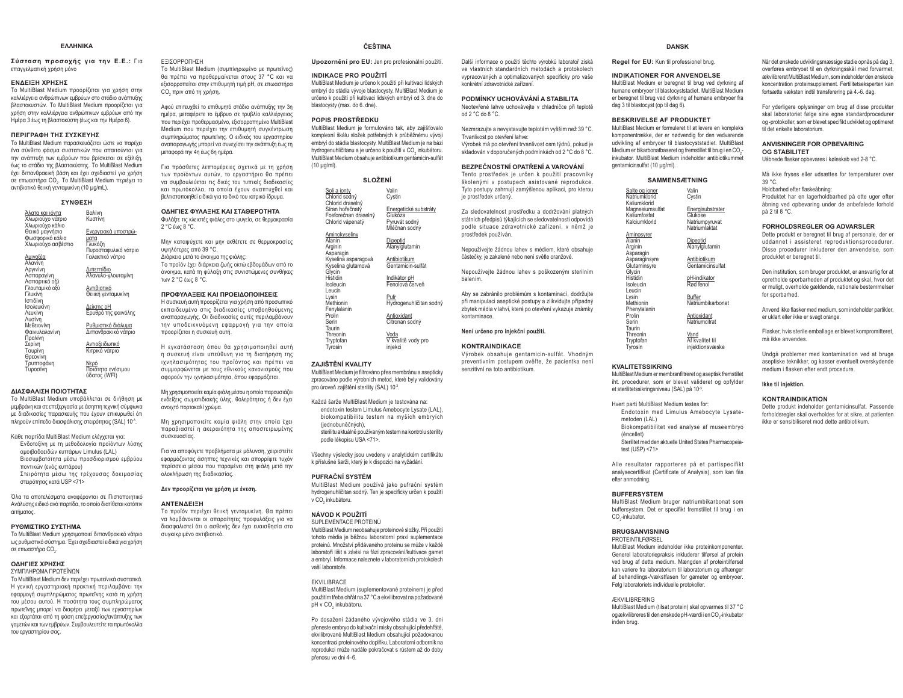# ΕΛΛΗΝΙΚΑ

**Σύσταση προσοχής για την Ε.Ε.:** Για επαγγελματική χρήση μόνο

## ΕΝΔΕΙΞΗ ΧΡΗΣΗΣ

Το MultiBlast Medium προορίζεται για χρήση στην καλλιέργεια ανθρώπινων εμβρύων στο στάδιο ανάπτυξης βλαστοκυστών. Το MultiBlast Medium προορίζεται για χρήση στην καλλιέργεια ανθρώπινων εμβρύων από την Ημέρα 3 έως τη βλαστοκύστη (έως και την Ημέρα 6).

## ΠΕΡΙΓΡΑΦΗ ΤΗΣ ΣΥΣΚΕΥΗΣ

Το MultiBlast Medium παρασκευάζεται ώστε να παρέχει ένα σύνθετο φάσμα συστατικών που απαιτούνται για την ανάπτυξη των εμβρύων που βρίσκεται σε εξέλιξη, έως το στάδιο της βλαστοκύστης. Το MultiBlast Medium έχει διτανθρακική βάση και έχει σχεδιαστεί για χρήση σε επωαστήρα $CO_2$. Το MultiBlast Medium περιέχει το αντιβιοτικό θειική γενταμυκίνη (10 μg/mL).

## ΣΥΝΘΕΣΗ

| | |
|---|---|
| Άλατα και ιόντα | Βαλίνη |
| Χλωριούχο νάτριο | Κυστίνη |
| Χλωριούχο κάλιο | |
| Θειικό μαγνήσιο | Ενεργειακά υποστρώματα |
| Φωσφορικό κάλιο | Γλυκόζη |
| Χλωριούχο ασβέστιο | Πυροσταφυλικό νάτριο |
| | Γαλακτικό νάτριο |
| Αμινοξέα | |
| Αλανίνη | Διπεπτίδιο |
| Αργινίνη | Αλανυλο-γλουταμίνη |
| Ασπαραγίνη | |
| Ασπαρτικό οξύ | Αντιβιοτικό |
| Γλουταμικό οξύ | Θειική γενταμυκίνη |
| Γλυκίνη | |
| Ιστιδίνη | Δείκτης pH |
| Ισολευκίνη | Ερυθρό της φαινόλης |
| Λευκίνη | |
| Λυσίνη | Ρυθμιστικό διάλυμα |
| Μεθειονίνη | Διτανθρακικό νάτριο |
| Φαινυλαλανίνη | |
| Προλίνη | Αντιοξειδωτικό |
| Σερίνη | Κιτρικό νάτριο |
| Ταυρίνη | |
| Θρεονίνη | Νερό |
| Τρυπτοφάνη | Ποιότητα ενέσιμου ύδατος (WFI) |
| Τυροσίνη | |

## ΔΙΑΣΦΑΛΙΣΗ ΠΟΙΟΤΗΤΑΣ

Το MultiBlast Medium υποβάλλεται σε διήθηση με μεμβράνη και σε επεξεργασία με άσηπτη τεχνική σύμφωνα με διαδικασίες παρασκευής που έχουν επικυρωθεί ότι πληρούν επίπεδο διασφάλισης στειρότητας (SAL) $10^{-3}$.

Κάθε παρτίδα MultiBlast Medium ελέγχεται για:
- Ενδοτοξίνη με τη μεθοδολογία προϊόντων λύσης αμοιβαδοειδών κυττάρων Limulus (LAL)
- Βιοσυμβατότητα μέσω προσδιορισμού εμβρύου ποντικών (ενός κυττάρου)
- Στειρότητα μέσω της τρέχουσας δοκιμασίας στειρότητας κατά USP <71>

Όλα τα αποτελέσματα αναφέρονται σε Πιστοποιητικό Ανάλυσης ειδικό ανά παρτίδα, το οποίο διατίθεται κατόπιν αιτήματος.

## ΡΥΘΜΙΣΤΙΚΟ ΣΥΣΤΗΜΑ

Το MultiBlast Medium χρησιμοποιεί διτανθρακικό νάτριο ως ρυθμιστικό σύστημα. Έχει σχεδιαστεί ειδικά για χρήση σε επωαστήρα $CO_2$.

## ΟΔΗΓΙΕΣ ΧΡΗΣΗΣ

ΣΥΜΠΛΗΡΩΜΑ ΠΡΩΤΕΪΝΩΝ

Το MultiBlast Medium δεν περιέχει πρωτεϊνικά συστατικά. Η γενική εργαστηριακή πρακτική περιλαμβάνει την εφαρμογή συμπληρώματος πρωτεΐνης κατά τη χρήση του μέσου αυτού. Η ποσότητα του συμπληρώματος πρωτεΐνης μπορεί να διαφέρει μεταξύ των εργαστηρίων και εξαρτάται από τη φάση επεξεργασίας/ανάπτυξης των γαμετών και των εμβρύων. Συμβουλευτείτε τα πρωτόκολλα του εργαστηρίου σας.

ΕΞΙΣΟΡΡΟΠΗΣΗ

Το MultiBlast Medium (συμπληρωμένο με πρωτεΐνες) θα πρέπει να προθερμαίνεται στους 37 °C και να εξισορροπείται στην επιθυμητή τιμή pH, σε επωαστήρα $CO_2$ πριν από τη χρήση.

Αφού επιτευχθεί το επιθυμητό στάδιο ανάπτυξης την 3η ημέρα, μεταφέρετε το έμβρυο σε τρυβλίο καλλιέργειας που περιέχει προθερμασμένο, εξισορροπημένο MultiBlast Medium που περιέχει την επιθυμητή συγκέντρωση συμπληρώματος πρωτεΐνης. Ο ειδικός του εργαστηρίου αναπαραγωγής μπορεί να συνεχίσει την ανάπτυξη έως τη μεταφορά την 4η έως 6η ημέρα.

Για πρόσθετες λεπτομέρειες σχετικά με τη χρήση των προϊόντων αυτών, το εργαστήριο θα πρέπει να συμβουλεύεται τις δικές του τυπικές διαδικασίες και πρωτόκολλα, τα οποία έχουν αναπτυχθεί και βελτιστοποιηθεί ειδικά για το δικό του ιατρικό ίδρυμα.

## ΟΔΗΓΙΕΣ ΦΥΛΑΞΗΣ ΚΑΙ ΣΤΑΘΕΡΟΤΗΤΑ

Φυλάξτε τις κλειστές φιάλες στο ψυγείο, σε θερμοκρασία 2 °C έως 8 °C.

Μην καταψύχετε και μην εκθέτετε σε θερμοκρασίες υψηλότερες από 39 °C.
Διάρκεια μετά το άνοιγμα της φιάλης:
Το προϊόν έχει διάρκεια ζωής οκτώ εβδομάδων από το άνοιγμα, κατά τη φύλαξη στις συνιστώμενες συνθήκες των 2 °C έως 8 °C.

## ΠΡΟΦΥΛΑΞΕΙΣ ΚΑΙ ΠΡΟΕΙΔΟΠΟΙΗΣΕΙΣ

Η συσκευή αυτή προορίζεται για χρήση από προσωπικό εκπαιδευμένο στις διαδικασίες υποβοηθούμενης αναπαραγωγής. Οι διαδικασίες αυτές περιλαμβάνουν την υποδεικνυόμενη εφαρμογή για την οποία προορίζεται η συσκευή αυτή.

Η εγκατάσταση όπου θα χρησιμοποιηθεί αυτή η συσκευή είναι υπεύθυνη για τη διατήρηση της ιχνηλασιμότητας του προϊόντος και πρέπει να συμμορφώνεται με τους εθνικούς κανονισμούς που αφορούν την ιχνηλασιμότητα, όπου εφαρμόζεται.

Μη χρησιμοποιείτε καμία φιάλη μέσου η οποία παρουσιάζει ενδείξεις σωματιδιακής ύλης, θολερότητας ή δεν έχει ανοιχτό πορτοκαλί χρώμα.

Μη χρησιμοποιείτε καμία φιάλη στην οποία έχει παραβιαστεί η ακεραιότητα της αποστειρωμένης συσκευασίας.

Για να αποφύγετε προβλήματα με μόλυνση, χειριστείτε εφαρμόζοντας άσηπτες τεχνικές και απορρίψτε τυχόν περίσσεια μέσου που παραμένει στη φιάλη μετά την ολοκλήρωση της διαδικασίας.

**Δεν προορίζεται για χρήση με ένεση.**

## ΑΝΤΕΝΔΕΙΞΗ

Το προϊόν περιέχει θειική γενταμυκίνη. Θα πρέπει να λαμβάνονται οι απαιτούμενες προφυλάξεις για να διασφαλιστεί ότι ο ασθενής δεν έχει ευαισθησία στο συγκεκριμένο αντιβιοτικό.

# ČEŠTINA

**Upozornění pro EU:** Jen pro profesionální použití.

## INDIKACE PRO POUŽITÍ

MultiBlast Medium je určeno k použití při kultivaci lidských embryí do stádia vývoje blastocysty. MultiBlast Medium je určeno k použití při kultivaci lidských embryí od 3. dne do blastocysty (max. do 6. dne).

## POPIS PROSTŘEDKU

MultiBlast Medium je formulováno tak, aby zajišťovalo komplexní škálu složek potřebných k průběžnému vývoji embryí do stádia blastocysty. MultiBlast Medium je na bázi hydrogenuhličitanu a je určeno k použití v $CO_2$ inkubátoru. MultiBlast Medium obsahuje antibiotikum gentamicin-sulfát (10 μg/ml).

## SLOŽENÍ

| | |
|---|---|
| Soli a ionty | Valin |
| Chlorid sodný | Cystin |
| Chlorid draselný | |
| Síran hořečnatý | Energetické substráty |
| Fosforečnan draselný | Glukóza |
| Chlorid vápenatý | Pyruvát sodný |
| | Mléčnan sodný |
| Aminokyseliny | |
| Alanin | Dipeptid |
| Arginin | Alanylglutamin |
| Asparagin | |
| Kyselina asparagová | Antibiotikum |
| Kyselina glutamová | Gentamicin-sulfát |
| Glycin | |
| Histidin | Indikátor pH |
| Isoleucin | Fenolová červeň |
| Leucin | |
| Lysin | Pufr |
| Methionin | Hydrogenuhličitan sodný |
| Fenylalanin | |
| Prolin | Antioxidant |
| Serin | Citronan sodný |
| Taurin | |
| Threonin | Voda |
| Tryptofan | V kvalitě vody pro |
| Tyrosin | injekci |

## ZAJIŠTĚNÍ KVALITY

MultiBlast Medium je filtrováno přes membránu a asepticky zpracováno podle výrobních metod, které byly validovány pro úroveň zajištění sterility (SAL) $10^{-3}$.

Každá šarže MultiBlast Medium je testována na:
- endotoxin testem Limulus Amebocyte Lysate (LAL),
- biokompatibilitu testem na myších embryích (jednobuněčných),
- sterilitu aktuálně používaným testem na kontrolu sterility podle lékopisu USA <71>.

Všechny výsledky jsou uvedeny v analytickém certifikátu k příslušné šarži, který je k dispozici na vyžádání.

## PUFRAČNÍ SYSTÉM

MultiBlast Medium používá jako pufrační systém hydrogenuhličitan sodný. Ten je specificky určen k použití v $CO_2$ inkubátoru.

## NÁVOD K POUŽITÍ

SUPLEMENTACE PROTEINŮ

MultiBlast Medium neobsahuje proteinové složky. Při použití tohoto média je běžnou laboratorní praxí suplementace proteinů. Množství přidávaného proteinu se může v každé laboratoři lišit a závisí na fázi zpracování/kultivace gamet a embryí. Informace naleznete v laboratorních protokolech vaší laboratoře.

EKVILIBRACE

MultiBlast Medium (suplementované proteinem) je před použitím třeba ohřát na 37 °C a ekvilibrovat na požadované pH v $CO_2$ inkubátoru.

Po dosažení žádaného vývojového stádia ve 3. dni přeneste embryo do kultivační misky obsahující předehřáté, ekvilibrované MultiBlast Medium obsahující požadovanou koncentraci proteinového doplňku. Laboratorní odborník na reprodukci může nadále pokračovat s růstem až do doby přenosu ve dni 4–6.

Další informace o použití těchto výrobků laboratoř získá ve vlastních standardních metodách a protokolech vypracovaných a optimalizovaných specificky pro vaše konkrétní zdravotnické zařízení.

## PODMÍNKY UCHOVÁVÁNÍ A STABILITA

Neotevřené lahve uchovávejte v chladničce při teplotě od 2 °C do 8 °C.

Nezmrazujte a nevystavujte teplotám vyšším než 39 °C.
Trvanlivost po otevření lahve:
Výrobek má po otevření trvanlivost osm týdnů, pokud je skladován v doporučených podmínkách od 2 °C do 8 °C.

## BEZPEČNOSTNÍ OPATŘENÍ A VAROVÁNÍ

Tento prostředek je určen k použití pracovníky školenými v postupech asistované reprodukce. Tyto postupy zahrnují zamýšlenou aplikaci, pro kterou je prostředek určený.

Za sledovatelnost prostředku a dodržování platných státních předpisů týkajících se sledovatelnosti odpovídá podle situace zdravotnické zařízení, v němž je prostředek používán.

Nepoužívejte žádnou lahev s médiem, které obsahuje částečky, je zakalené nebo není světle oranžové.

Nepoužívejte žádnou lahev s poškozeným sterilním balením.

Aby se zabránilo problémům s kontaminací, dodržujte při manipulaci aseptické postupy a zlikvidujte případný zbytek média v lahvi, které po otevření vykazuje známky kontaminace.

**Není určeno pro injekční použití.**

## KONTRAINDIKACE

Výrobek obsahuje gentamicin-sulfát. Vhodným preventivním postupem ověřte, že pacientka není senzitivní na toto antibiotikum.

# DANSK

**Regel for EU:** Kun til professionel brug.

## INDIKATIONER FOR ANVENDELSE

MultiBlast Medium er beregnet til brug ved dyrkning af humane embryoner til blastocyststadiet. MultiBlast Medium er beregnet til brug ved dyrkning af humane embryoner fra dag 3 til blastocyst (op til dag 6).

## BESKRIVELSE AF PRODUKTET

MultiBlast Medium er formuleret til at levere en kompleks komponentrække, der er nødvendig for den vedvarende udvikling af embryoner til blastocyststadiet. MultiBlast Medium er bikarbonatbaseret og fremstillet til brug i en $CO_2$-inkubator. MultiBlast Medium indeholder antibiotikummet gentamicinsulfat (10 μg/ml).

## SAMMENSÆTNING

| | |
|---|---|
| Salte og ioner | Valin |
| Natriumklorid | Cystin |
| Kaliumklorid | |
| Magnesiumsulfat | Energisubstrater |
| Kaliumfosfat | Glukose |
| Kalciumklorid | Natriumpyruvat |
| | Natriumlaktat |
| Aminosyrer | |
| Alanin | Dipeptid |
| Arginin | Alanylglutamin |
| Asparagin | |
| Asparaginsyre | Antibiotikum |
| Glutaminsyre | Gentamicinsulfat |
| Glycin | |
| Histidin | pH-indikator |
| Isoleucin | Rød fenol |
| Leucin | |
| Lysin | Buffer |
| Methionin | Natriumbikarbonat |
| Phenylalanin | |
| Prolin | Antioxidant |
| Serin | Natriumcitrat |
| Taurin | |
| Threonin | Vand |
| Tryptofan | Af kvalitet til |
| Tyrosin | injektionsvæske |

## KVALITETSSIKRING

MultiBlast Medium er membranfiltreret og aseptisk fremstillet iht. procedurer, som er blevet valideret og opfylder et sterilitetssikringsniveau (SAL) på $10^{-3}$.

Hvert parti MultiBlast Medium testes for:
- Endotoxin med Limulus Amebocyte Lysate-metoden (LAL)
- Biokompatibilitet ved analyse af museembryo (éncellet)
- Sterilitet med den aktuelle United States Pharmacopeia-test (USP) <71>

Alle resultater rapporteres på et partispecifikt analysecertifikat (Certificate of Analysis), som kan fås efter anmodning.

## BUFFERSYSTEM

MultiBlast Medium bruger natriumbikarbonat som buffersystem. Det er specifikt fremstillet til brug i en $CO_2$-inkubator.

## BRUGSANVISNING

PROTEINTILFØRSEL

MultiBlast Medium indeholder ikke proteinkomponenter. Generel laboratoriepraksis inkluderer tilførsel af protein ved brug af dette medium. Mængden af proteintilførsel kan variere fra laboratorium til laboratorium og afhænger af behandlings-/vækstfasen for gameter og embryoner. Følg laboratoriets individuelle protokoller.

ÆKVILIBRERING

MultiBlast Medium (tilsat protein) skal opvarmes til 37 °C og ækvilibreres til den ønskede pH-værdi i en $CO_2$-inkubator inden brug.

Når det ønskede udviklingsmæssige stadie opnås på dag 3, overføres embryoet til en dyrkningsskål med forvarmet, ækvilibreret MultiBlast Medium, som indeholder den ønskede koncentration proteinsupplement. Fertilitetseksperten kan fortsætte væksten indtil transferering på 4.-6. dag.

For yderligere oplysninger om brug af disse produkter skal laboratoriet følge sine egne standardprocedurer og -protokoller, som er blevet specifikt udviklet og optimeret til det enkelte laboratorium.

## ANVISNINGER FOR OPBEVARING OG STABILITET

Uåbnede flasker opbevares i køleskab ved 2-8 °C.

Må ikke fryses eller udsættes for temperaturer over 39 °C.
Holdbarhed efter flaskeåbning:
Produktet har en lagerholdbarhed på otte uger efter åbning ved opbevaring under de anbefalede forhold på 2 til 8 °C.

## FORHOLDSREGLER OG ADVARSLER

Dette produkt er beregnet til brug af personale, der er uddannet i assisteret reproduktionsprocedurer. Disse procedurer inkluderer den anvendelse, som produktet er beregnet til.

Den institution, som bruger produktet, er ansvarlig for at opretholde sporbarheden af produktet og skal, hvor det er muligt, overholde gældende, nationale bestemmelser for sporbarhed.

Anvend ikke flasker med medium, som indeholder partikler, er uklart eller ikke er svagt orange.

Flasker, hvis sterile emballage er blevet kompromitteret, må ikke anvendes.

Undgå problemer med kontamination ved at bruge aseptiske teknikker, og kasser eventuelt overskydende medium i flasken efter endt procedure.

**Ikke til injektion.**

## KONTRAINDIKATION

Dette produkt indeholder gentamicinsulfat. Passende forholdsregler skal overholdes for at sikre, at patienten ikke er sensibiliseret mod dette antibiotikum.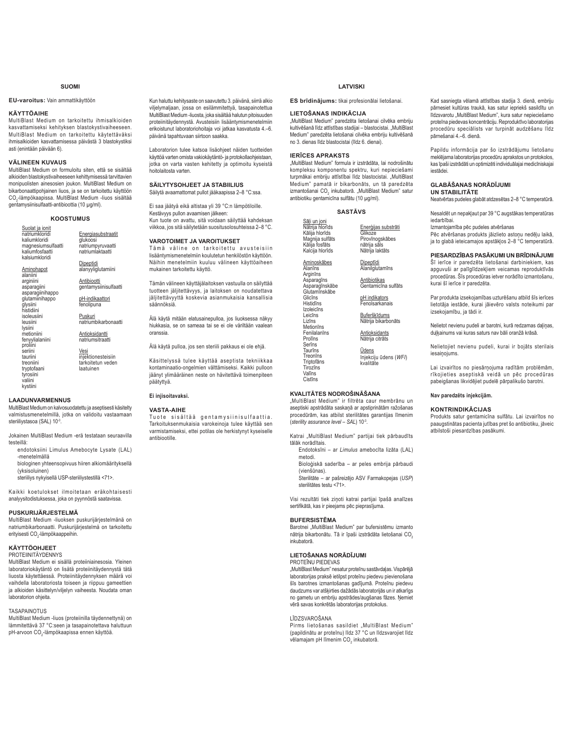## SUOMI

**EU-varoitus:** Vain ammattikäyttöön

### KÄYTTÖAIHE

MultiBlast Medium on tarkoitettu ihmisalkioiden kasvattamiseksi kehityksen blastokystivaiheeseen. MultiBlast Medium on tarkoitettu käytettäväksi ihmisalkioiden kasvattamisessa päivästä 3 blastokystiksi asti (enintään päivään 6).

### VÄLINEEN KUVAUS

MultiBlast Medium on formuloitu siten, että se sisältää alkioiden blastokystivaiheeseen kehittymisessä tarvittavien monipuolisten ainesosien joukon. MultiBlast Medium on bikarbonaattipohjainen liuos, ja se on tarkoitettu käyttöön $CO_2$-lämpökaapissa. MultiBlast Medium -liuos sisältää gentamysiinisulfaatti-antibioottia (10 µg/ml).

### KOOSTUMUS

| | |
|---|---|
| Suolat ja ionit<br>natriumkloridi<br>kaliumkloridi<br>magnesiumsulfaatti<br>kaliumfosfaatti<br>kalsiumkloridi | Energiasubstraatit<br>glukoosi<br>natriumpyruvaatti<br>natriumlaktaatti |
| Aminohapot<br>alaniini<br>arginiini<br>asparagiini<br>asparagiinihappo<br>glutamiinihappo<br>glysiini<br>histidiini<br>isoleusiini<br>leusiini<br>lysiini<br>metioniini<br>fenyylialaniini<br>proliini<br>seriini<br>tauriini<br>treoniini<br>tryptofaani<br>tyrosiini<br>valiini<br>kystiini | Dipeptidi<br>alanyyliglutamiini<br><br>Antibiootti<br>gentamysiinisulfaatti<br><br>pH-indikaattori<br>fenolipuna<br><br>Puskuri<br>natriumbikarbonaatti<br><br>Antioksidantti<br>natriumsitraatti<br><br>Vesi<br>injektionesteisiin tarkoitetun veden laatuinen |

### LAADUNVARMENNUS

MultiBlast Medium on kalvosuodatettu ja aseptisesti käsitelty valmistusmenetelmillä, jotka on validoitu vastaamaan steriiliystasoa (SAL) $10^{-3}$.

Jokainen MultiBlast Medium -erä testataan seuraavilla testeillä:

- endotoksiini Limulus Amebocyte Lysate (LAL) -menetelmällä
- biologinen yhteensopivuus hiiren alkiomäärityksellä (yksisoluinen)
- steriiliys nykyisellä USP-steriiliystestillä <71>.

Kaikki koetulokset ilmoitetaan eräkohtaisesti analyysitodistuksessa, joka on pyynnöstä saatavissa.

### PUSKURIJÄRJESTELMÄ

MultiBlast Medium -liuoksen puskurijärjestelmänä on natriumbikarbonaatti. Puskurijärjestelmä on tarkoitettu erityisesti $CO_2$-lämpökaappeihin.

### KÄYTTÖOHJEET

PROTEIINITÄYDENNYS

MultiBlast Medium ei sisällä proteiiniainesosia. Yleinen laboratoriokäytäntö on lisätä proteiinitäydennystä tätä liuosta käytettäessä. Proteiinitäydennyksen määrä voi vaihdella laboratoriosta toiseen ja riippuu gameettien ja alkioiden käsittelyn/viljelyn vaiheesta. Noudata oman laboratorion ohjeita.

TASAPAINOTUS

MultiBlast Medium -liuos (proteiinilla täydennettynä) on lämmitettävä 37 °C:seen ja tasapainotettava halluttuun pH-arvoon $CO_2$-lämpökaapissa ennen käyttöä.

Kun haluttu kehitysaste on saavutettu 3. päivänä, siirrä alkio viljelymaljaan, jossa on esilämmitettyä, tasapainotettua MultiBlast Medium -liuosta, joka sisältää halutun pitoisuuden proteiinitäydennystä. Avusteisiin lisääntymismenetelmiin erikoistunut laboratoriohoitaja voi jatkaa kasvatusta 4.–6. päivänä tapahtuvaan siirtoon saakka.

Laboratorion tulee katsoa lisäohjeet näiden tuotteiden käyttöä varten omista vakiokäytäntö- ja protokollaohjeistaan, jotka on varta vasten kehitetty ja optimoitu kyseistä hoitolaitosta varten.

### SÄILYTYSOHJEET JA STABIILIUS

Säilytä avaamattomat pullot jääkaapissa 2–8 °C:ssa.

Ei saa jäätyä eikä altistaa yli 39 °C:n lämpötiloille.
Kestävyys pullon avaamisen jälkeen:
Kun tuote on avattu, sitä voidaan säilyttää kahdeksan viikkoa, jos sitä säilytetään suositusolosuhteissa 2–8 °C.

### VAROTOIMET JA VAROITUKSET

Tämä väline on tarkoitettu avusteisiin lisääntymismenetelmiin koulutetun henkilöstön käyttöön. Näihin menetelmiin kuuluu välineen käyttöaiheen mukainen tarkoitettu käyttö.

Tämän välineen käyttäjälaitoksen vastuulla on säilyttää tuotteen jäljitettävyys, ja laitoksen on noudatettava jäljitettävyyttä koskevia asianmukaisia kansallisia säännöksiä.

Älä käytä mitään elatusainepulloa, jos liuoksessa näkyy hiukkasia, se on sameaa tai se ei ole väriltään vaalean oranssia.

Älä käytä pulloa, jos sen steriili pakkaus ei ole ehjä.

Käsittelyssä tulee käyttää aseptista tekniikkaa kontaminaatio-ongelmien välttämiseksi. Kaikki pulloon jäänyt ylimääräinen neste on hävitettävä toimenpiteen päätyttyä.

**Ei injisoitavaksi.**

### VASTA-AIHE

Tuote sisältää gentamysiinisulfaattia. Tarkoituksenmukaisia varokeinoja tulee käyttää sen varmistamiseksi, ettei potilas ole herkistynyt kyseiselle antibiootille.

## LATVISKI

**ES brīdinājums:** tikai profesionālai lietošanai.

### LIETOŠANAS INDIKĀCIJA

„MultiBlast Medium" paredzēta lietošanai cilvēka embriju kultivēšanā līdz attīstības stadijai – blastocistai. „MultiBlast Medium" paredzēta lietošanai cilvēka embriju kultivēšanā no 3. dienas līdz blastocistai (līdz 6. dienai).

### IERĪCES APRAKSTS

„MultiBlast Medium" formula ir izstrādāta, lai nodrošinātu kompleksu komponentu spektru, kuri nepieciešami turpmākai embriju attīstībai līdz blastocistai. „MultiBlast Medium" pamatā ir bikarbonāts, un tā paredzēta izmantošanai $CO_2$ inkubatorā. „MultiBlast Medium" satur antibiotiku gentamicīna sulfātu (10 µg/ml).

### SASTĀVS

| | |
|---|---|
| Sāļi un joni<br>Nātrija hlorīds<br>Kālija hlorīds<br>Magnija sulfāts<br>Kālija fosfāts<br>Kalcija hlorīds | Enerģijas substrāti<br>Glikoze<br>Pirovīnogskābes nātrija sāls<br>Nātrija laktāts |
| Aminoskābes<br>Alanīns<br>Arginīns<br>Asparagīns<br>Asparagīnskābe<br>Glutamīnskābe<br>Glicīns<br>Histidīns<br>Izoleicīns<br>Leicīns<br>Lizīns<br>Metionīns<br>Fenilalanīns<br>Prolīns<br>Serīns<br>Taurīns<br>Treonīns<br>Triptofāns<br>Tirozīns<br>Valīns<br>Cistīns | Dipeptīdi<br>Alanilglutamīns<br><br>Antibiotikas<br>Gentamicīna sulfāts<br><br>pH indikators<br>Fenolsarkanais<br><br>Buferšķīdums<br>Nātrija bikarbonāts<br><br>Antioksidants<br>Nātrija citrāts<br><br>Ūdens<br>Injekciju ūdens (*WFI*) kvalitāte |

### KVALITĀTES NODROŠINĀŠANA

„MultiBlast Medium" ir filtrēta caur membrānu un aseptiski apstrādāta saskaņā ar apstiprinātām ražošanas procedūrām, kas atbilst sterilitātes garantijas līmenim (*sterility assurance level – SAL*) $10^{-3}$.

Katrai „MultiBlast Medium" partijai tiek pārbaudīts tālāk norādītais.

- Endotoksīni – ar *Limulus* amebocīta lizāta (LAL) metodi.
- Bioloģiskā saderība – ar peles embrija pārbaudi (vienšūnas).
- Sterilitāte – ar pašreizējo ASV Farmakopejas (*USP*) sterilitātes testu <71>.

Visi rezultāti tiek ziņoti katrai partijai īpašā analīzes sertifikātā, kas ir pieejams pēc pieprasījuma.

### BUFERSISTĒMA

Barotnei „MultiBlast Medium" par bufersistēmu izmanto nātrija bikarbonātu. Tā ir īpaši izstrādāta lietošanai $CO_2$ inkubatorā.

### LIETOŠANAS NORĀDĪJUMI

PROTEĪNU PIEDEVAS

„MultiBlast Medium" nesatur proteīnu sastāvdaļas. Vispārējā laboratorijas praksē ietilpst proteīnu piedevu pievienošana šīs barotnes izmantošanas gadījumā. Proteīnu piedevu daudzums var atšķirties dažādās laboratorijās un ir atkarīgs no gametu un embriju apstrādes/augšanas fāzes. Ņemiet vērā savas konkrētās laboratorijas protokolus.

LĪDZSVAROŠANA

Pirms lietošanas sasildiet „MultiBlast Medium" (papildinātu ar proteīnu) līdz 37 °C un līdzsvarojiet līdz vēlamajam pH līmenim $CO_2$ inkubatorā.

Kad sasniegta vēlamā attīstības stadija 3. dienā, embriju pārnesiet kultūras traukā, kas satur iepriekš sasildītu un līdzsvarotu „MultiBlast Medium", kura satur nepieciešamo proteīna piedevas koncentrāciju. Reproduktīvo laboratorijas procedūru speciālists var turpināt audzēšanu līdz pārnešanai 4.–6. dienā.

Papildu informācija par šo izstrādājumu lietošanu meklējama laboratorijas procedūru aprakstos un protokolos, kas īpaši izstrādāti un optimizēti individuālajai medicīniskajai iestādei.

### GLABĀŠANAS NORĀDĪJUMI UN STABILITĀTE

Neatvērtas pudeles glabāt atdzesētas 2–8 °C temperatūrā.

Nesaldēt un nepakļaut par 39 °C augstākas temperatūras iedarbībai.
Izmantojamība pēc pudeles atvēršanas
Pēc atvēršanas produkts jāizlieto astoņu nedēļu laikā, ja to glabā ieteicamajos apstākļos 2–8 °C temperatūrā.

### PIESARDZĪBAS PASĀKUMI UN BRĪDINĀJUMI

Šī ierīce ir paredzēta lietošanai darbiniekiem, kas apguvuši ar palīglīdzekļiem veicamas reproduktīvās procedūras. Šīs procedūras ietver norādīto izmantošanu, kurai šī ierīce ir paredzēta.

Par produkta izsekojamības uzturēšanu atbild šīs ierīces lietotāja iestāde, kurai jāievēro valsts noteikumi par izsekojamību, un tādi ir.

Nelietot nevienu pudeli ar barotni, kurā redzamas daļiņas, duļķainums vai kuras saturs nav bāli oranžā krāsā.

Nelietojiet nevienu pudeli, kurai ir bojāts sterilais iesaiņojums.

Lai izvairītos no piesārņojuma radītām problēmām, rīkojieties aseptiskā veidā un pēc procedūras pabeigšanas likvidējiet pudelē pārpalikušo barotni.

**Nav paredzēts injekcijām.**

### KONTRINDIKĀCIJAS

Produkts satur gentamicīna sulfātu. Lai izvairītos no paaugstinātas pacienta jutības pret šo antibiotiku, jāveic atbilstoši piesardzības pasākumi.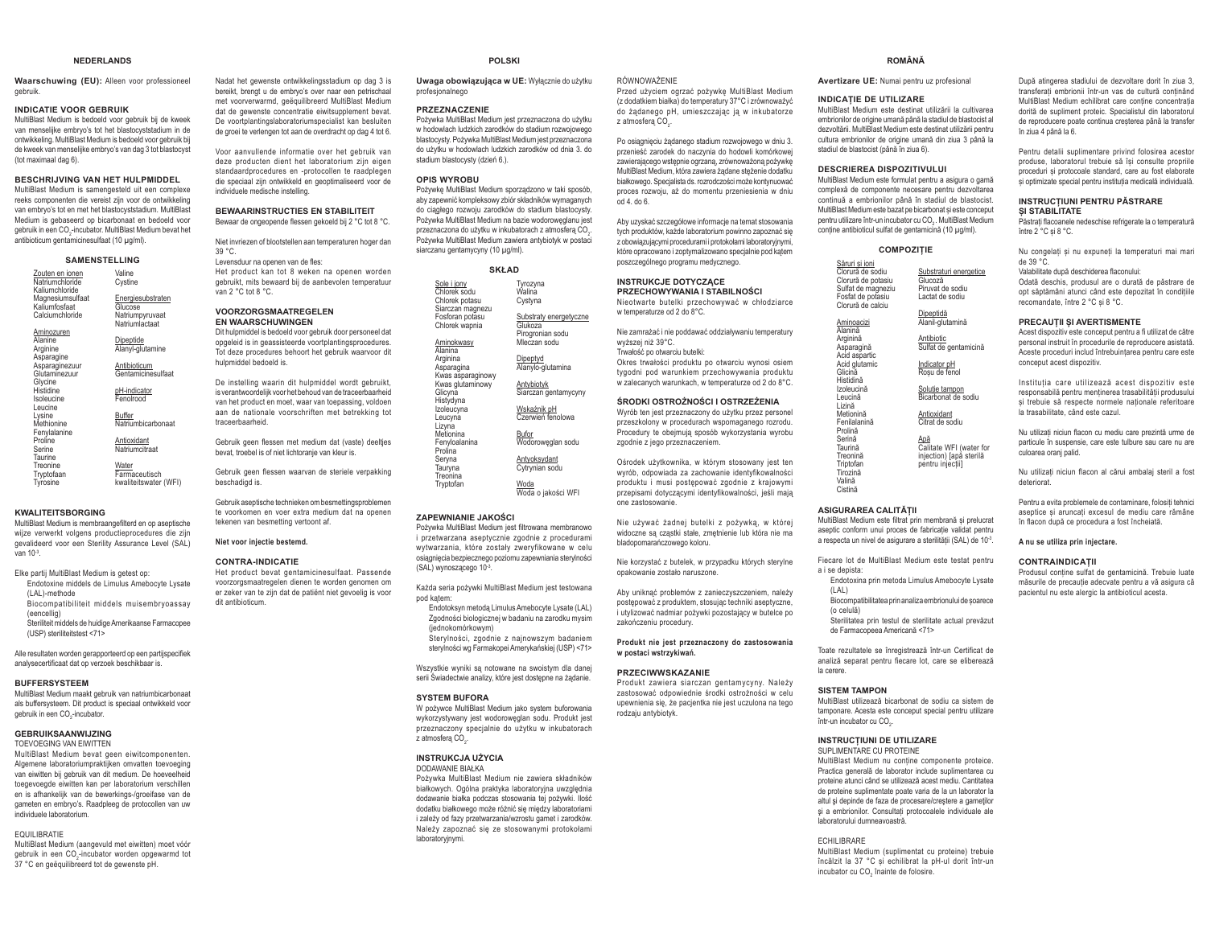# NEDERLANDS

**Waarschuwing (EU):** Alleen voor professioneel gebruik.

## INDICATIE VOOR GEBRUIK

MultiBlast Medium is bedoeld voor gebruik bij de kweek van menselijke embryo's tot het blastocystestadium in de ontwikkeling. MultiBlast Medium is bedoeld voor gebruik bij de kweek van menselijke embryo's van dag 3 tot blastocyst (tot maximaal dag 6).

## BESCHRIJVING VAN HET HULPMIDDEL

MultiBlast Medium is samengesteld uit een complexe reeks componenten die vereist zijn voor de ontwikkeling van embryo's tot en met het blastocyststadium. MultiBlast Medium is gebaseerd op bicarbonaat en bedoeld voor gebruik in een $CO_2$-incubator. MultiBlast Medium bevat het antibioticum gentamicinesulfaat (10 µg/ml).

### SAMENSTELLING

| | |
|---|---|
| Zouten en ionen | Valine |
| Natriumchloride | Cystine |
| Kaliumchloride | |
| Magnesiumsulfaat | Energiesubstraten |
| Kaliumfosfaat | Glucose |
| Calciumchloride | Natriumpyruvaat |
| | Natriumlactaat |
| Aminozuren | |
| Alanine | Dipeptide |
| Arginine | Alanyl-glutamine |
| Asparagine | |
| Asparaginezuur | Antibioticum |
| Glutaminezuur | Gentamicinesulfaat |
| Glycine | |
| Histidine | pH-indicator |
| Isoleucine | Fenolrood |
| Leucine | |
| Lysine | Buffer |
| Methionine | Natriumbicarbonaat |
| Fenylalanine | |
| Proline | Antioxidant |
| Serine | Natriumcitraat |
| Taurine | |
| Treonine | Water |
| Tryptofaan | Farmaceutisch |
| Tyrosine | kwaliteitswater (WFI) |

## KWALITEITSBORGING

MultiBlast Medium is membraangefilterd en op aseptische wijze verwerkt volgens productieprocedures die zijn gevalideerd voor een Sterility Assurance Level (SAL) van $10^{-3}$.

Elke partij MultiBlast Medium is getest op:

- Endotoxine middels de Limulus Amebocyte Lysate (LAL)-methode
- Biocompatibiliteit middels muisembryoassay (eencellig)
- Steriliteit middels de huidige Amerikaanse Farmacopee (USP) steriliteitstest <71>

Alle resultaten worden gerapporteerd op een partijspecifiek analysecertificaat dat op verzoek beschikbaar is.

## BUFFERSYSTEEM

MultiBlast Medium maakt gebruik van natriumbicarbonaat als buffersysteem. Dit product is speciaal ontwikkeld voor gebruik in een $CO_2$-incubator.

## GEBRUIKSAANWIJZING

TOEVOEGING VAN EIWITTEN

MultiBlast Medium bevat geen eiwitcomponenten. Algemene laboratoriumpraktijken omvatten toevoeging van eiwitten bij gebruik van dit medium. De hoeveelheid toegevoegde eiwitten kan per laboratorium verschillen en is afhankelijk van de bewerkings-/groeifase van de gameten en embryo's. Raadpleeg de protocollen van uw individuele laboratorium.

EQUILIBRATIE

MultiBlast Medium (aangevuld met eiwitten) moet vóór gebruik in een $CO_2$-incubator worden opgewarmd tot 37 °C en geëquilibreerd tot de gewenste pH.

Nadat het gewenste ontwikkelingsstadium op dag 3 is bereikt, brengt u de embryo's over naar een petrischaal met voorverwarmd, geëquilibreerd MultiBlast Medium dat de gewenste concentratie eiwitsupplement bevat. De voortplantingslaboratoriumspecialist kan besluiten de groei te verlengen tot aan de overdracht op dag 4 tot 6.

Voor aanvullende informatie over het gebruik van deze producten dient het laboratorium zijn eigen standaardprocedures en -protocollen te raadplegen die speciaal zijn ontwikkeld en geoptimaliseerd voor de individuele medische instelling.

## BEWAARINSTRUCTIES EN STABILITEIT

Bewaar de ongeopende flessen gekoeld bij 2 °C tot 8 °C.

Niet invriezen of blootstellen aan temperaturen hoger dan 39 °C.

Levensduur na openen van de fles:

Het product kan tot 8 weken na openen worden gebruikt, mits bewaard bij de aanbevolen temperatuur van 2 °C tot 8 °C.

## VOORZORGSMAATREGELEN EN WAARSCHUWINGEN

Dit hulpmiddel is bedoeld voor gebruik door personeel dat opgeleid is in geassisteerde voortplantingsprocedures. Tot deze procedures behoort het gebruik waarvoor dit hulpmiddel bedoeld is.

De instelling waarin dit hulpmiddel wordt gebruikt, is verantwoordelijk voor het behoud van de traceerbaarheid van het product en moet, waar van toepassing, voldoen aan de nationale voorschriften met betrekking tot traceerbaarheid.

Gebruik geen flessen met medium dat (vaste) deeltjes bevat, troebel is of niet lichtoranje van kleur is.

Gebruik geen flessen waarvan de steriele verpakking beschadigd is.

Gebruik aseptische technieken om besmettingsproblemen te voorkomen en voer extra medium dat na openen tekenen van besmetting vertoont af.

**Niet voor injectie bestemd.**

## CONTRA-INDICATIE

Het product bevat gentamicinesulfaat. Passende voorzorgsmaatregelen dienen te worden genomen om er zeker van te zijn dat de patiënt niet gevoelig is voor dit antibioticum.

# POLSKI

**Uwaga obowiązująca w UE:** Wyłącznie do użytku profesjonalnego

## PRZEZNACZENIE

Pożywka MultiBlast Medium jest przeznaczona do użytku w hodowlach ludzkich zarodków do stadium rozwojowego blastocysty. Pożywka MultiBlast Medium jest przeznaczona do użytku w hodowlach ludzkich zarodków od dnia 3. do stadium blastocysty (dzień 6.).

## OPIS WYROBU

Pożywkę MultiBlast Medium sporządzono w taki sposób, aby zapewnić kompleksowy zbiór składników wymaganych do ciągłego rozwoju zarodków do stadium blastocysty. Pożywka MultiBlast Medium na bazie wodorowęglanu jest przeznaczona do użytku w inkubatorach z atmosferą $CO_2$. Pożywka MultiBlast Medium zawiera antybiotyk w postaci siarczanu gentamycyny (10 µg/ml).

### SKŁAD

| | |
|---|---|
| Sole i jony | Tyrozyna |
| Chlorek sodu | Walina |
| Chlorek potasu | Cystyna |
| Siarczan magnezu | |
| Fosforan potasu | Substraty energetyczne |
| Chlorek wapnia | Glukoza |
| | Pirogronian sodu |
| Aminokwasy | Mleczan sodu |
| Alanina | |
| Arginina | Dipeptyd |
| Asparagina | Alanylo-glutamina |
| Kwas asparaginowy | |
| Kwas glutaminowy | Antybiotyk |
| Glicyna | Siarczan gentamycyny |
| Histydyna | |
| Izoleucyna | Wskaźnik pH |
| Leucyna | Czerwień fenolowa |
| Lizyna | |
| Metionina | Bufor |
| Fenyloalanina | Wodorowęglan sodu |
| Prolina | |
| Seryna | Antyoksydant |
| Tauryna | Cytrynian sodu |
| Treonina | |
| Tryptofan | Woda |
| | Woda o jakości WFI |

## ZAPEWNIANIE JAKOŚCI

Pożywka MultiBlast Medium jest filtrowana membranowo i przetwarzana aseptycznie zgodnie z procedurami wytwarzania, które zostały zweryfikowane w celu osiągnięcia bezpiecznego poziomu zapewniania sterylności (SAL) wynoszącego $10^{-3}$.

Każda seria pożywki MultiBlast Medium jest testowana pod kątem:

- Endotoksyn metodą Limulus Amebocyte Lysate (LAL)
- Zgodności biologicznej w badaniu na zarodku mysim (jednokomórkowym)
- Sterylności, zgodnie z najnowszym badaniem sterylności wg Farmakopei Amerykańskiej (USP) <71>

Wszystkie wyniki są notowane na swoistym dla danej serii Świadectwie analizy, które jest dostępne na żądanie.

## SYSTEM BUFORA

W pożywce MultiBlast Medium jako system buforowania wykorzystywany jest wodorowęglan sodu. Produkt jest przeznaczony specjalnie do użytku w inkubatorach z atmosferą $CO_2$.

## INSTRUKCJA UŻYCIA

DODAWANIE BIAŁKA

Pożywka MultiBlast Medium nie zawiera składników białkowych. Ogólna praktyka laboratoryjna uwzględnia dodawanie białka podczas stosowania tej pożywki. Ilość dodatku białkowego może różnić się między laboratoriami i zależy od fazy przetwarzania/wzrostu gamet i zarodków. Należy zapoznać się ze stosowanymi protokołami laboratoryjnymi.

RÓWNOWAŻENIE

Przed użyciem ogrzać pożywkę MultiBlast Medium (z dodatkiem białka) do temperatury 37°C i zrównoważyć do żądanego pH, umieszczając ją w inkubatorze z atmosferą $CO_2$.

Po osiągnięciu żądanego stadium rozwojowego w dniu 3. przenieść zarodek do naczynia do hodowli komórkowej zawierającego wstępnie ogrzaną, zrównoważoną pożywkę MultiBlast Medium, która zawiera żądane stężenie dodatku białkowego. Specjalista ds. rozrodczości może kontynuować proces rozwoju, aż do momentu przeniesienia w dniu od 4. do 6.

Aby uzyskać szczegółowe informacje na temat stosowania tych produktów, każde laboratorium powinno zapoznać się z obowiązującymi procedurami i protokołami laboratoryjnymi, które opracowano i zoptymalizowano specjalnie pod kątem poszczególnego programu medycznego.

## INSTRUKCJE DOTYCZĄCE PRZECHOWYWANIA I STABILNOŚCI

Nieotwarte butelki przechowywać w chłodziarce w temperaturze od 2 do 8°C.

Nie zamrażać i nie poddawać oddziaływaniu temperatury wyższej niż 39°C.

Trwałość po otwarciu butelki:

Okres trwałości produktu po otwarciu wynosi osiem tygodni pod warunkiem przechowywania produktu w zalecanych warunkach, w temperaturze od 2 do 8°C.

## ŚRODKI OSTROŻNOŚCI I OSTRZEŻENIA

Wyrób ten jest przeznaczony do użytku przez personel przeszkolony w procedurach wspomaganego rozrodu. Procedury te obejmują sposób wykorzystania wyrobu zgodnie z jego przeznaczeniem.

Ośrodek użytkownika, w którym stosowany jest ten wyrób, odpowiada za zachowanie identyfikowalności produktu i musi postępować zgodnie z krajowymi przepisami dotyczącymi identyfikowalności, jeśli mają one zastosowanie.

Nie używać żadnej butelki z pożywką, w której widoczne są cząstki stałe, zmętnienie lub która nie ma bladopomarańczowego koloru.

Nie korzystać z butelek, w przypadku których sterylne opakowanie zostało naruszone.

Aby uniknąć problemów z zanieczyszczeniem, należy postępować z produktem, stosując techniki aseptyczne, i utylizować nadmiar pożywki pozostający w butelce po zakończeniu procedury.

**Produkt nie jest przeznaczony do zastosowania w postaci wstrzykiwań.**

## PRZECIWWSKAZANIE

Produkt zawiera siarczan gentamycyny. Należy zastosować odpowiednie środki ostrożności w celu upewnienia się, że pacjentka nie jest uczulona na tego rodzaju antybiotyk.

# ROMÂNĂ

**Avertizare UE:** Numai pentru uz profesional

## INDICAȚIE DE UTILIZARE

MultiBlast Medium este destinat utilizării la cultivarea embrionilor de origine umană până la stadiul de blastocist al dezvoltării. MultiBlast Medium este destinat utilizării pentru cultura embrionilor de origine umană din ziua 3 până la stadiul de blastocist (până în ziua 6).

## DESCRIEREA DISPOZITIVULUI

MultiBlast Medium este formulat pentru a asigura o gamă complexă de componente necesare pentru dezvoltarea continuă a embrionilor până în stadiul de blastocist. MultiBlast Medium este bazat pe bicarbonat și este conceput pentru utilizare într-un incubator cu $CO_2$. MultiBlast Medium conține antibioticul sulfat de gentamicină (10 µg/ml).

### COMPOZIȚIE

| | |
|---|---|
| Săruri și ioni | |
| Clorură de sodiu | Substraturi energetice |
| Clorură de potasiu | Glucoză |
| Sulfat de magneziu | Piruvat de sodiu |
| Fosfat de potasiu | Lactat de sodiu |
| Clorură de calciu | |
| | Dipeptidă |
| Aminoacizi | Alanil-glutamină |
| Alanină | |
| Arginină | Antibiotic |
| Asparagină | Sulfat de gentamicină |
| Acid aspartic | |
| Acid glutamic | Indicator pH |
| Glicină | Roșu de fenol |
| Histidină | |
| Izoleucină | Soluție tampon |
| Leucină | Bicarbonat de sodiu |
| Lizină | |
| Metionină | Antioxidant |
| Fenilalanină | Citrat de sodiu |
| Prolină | |
| Serină | Apă |
| Taurină | Calitate WFI (water for |
| Treonină | injection) [apă sterilă |
| Triptofan | pentru injecții] |
| Tirozină | |
| Valină | |
| Cistină | |

## ASIGURAREA CALITĂȚII

MultiBlast Medium este filtrat prin membrană și prelucrat aseptic conform unui proces de fabricație validat pentru a respecta un nivel de asigurare a sterilității (SAL) de $10^{-3}$.

Fiecare lot de MultiBlast Medium este testat pentru a i se depista:

- Endotoxina prin metoda Limulus Amebocyte Lysate (LAL)
- Biocompatibilitatea prin analiza embrionului de șoarece (o celulă)
- Sterilitatea prin testul de sterilitate actual prevăzut de Farmacopeea Americană <71>

Toate rezultatele se înregistrează într-un Certificat de analiză separat pentru fiecare lot, care se eliberează la cerere.

## SISTEM TAMPON

MultiBlast utilizează bicarbonat de sodiu ca sistem de tamponare. Acesta este conceput special pentru utilizare într-un incubator cu $CO_2$.

## INSTRUCȚIUNI DE UTILIZARE

SUPLIMENTARE CU PROTEINE

MultiBlast Medium nu conține componente proteice. Practica generală de laborator include suplimentarea cu proteine atunci când se utilizează acest mediu. Cantitatea de proteine suplimentate poate varia de la un laborator la altul și depinde de faza de procesare/creștere a gameților și a embrionilor. Consultați protocoalele individuale ale laboratorului dumneavoastră.

ECHILIBRARE

MultiBlast Medium (suplimentat cu proteine) trebuie încălzit la 37 °C și echilibrat la pH-ul dorit într-un incubator cu $CO_2$ înainte de folosire.

După atingerea stadiului de dezvoltare dorit în ziua 3, transferați embrionii într-un vas de cultură conținând MultiBlast Medium echilibrat care conține concentrația dorită de supliment proteic. Specialistul din laboratorul de reproducere poate continua creșterea până la transfer în ziua 4 până la 6.

Pentru detalii suplimentare privind folosirea acestor produse, laboratorul trebuie să își consulte propriile proceduri și protocoale standard, care au fost elaborate și optimizate special pentru instituția medicală individuală.

## INSTRUCȚIUNI PENTRU PĂSTRARE ȘI STABILITATE

Păstrați flacoanele nedeschise refrigerate la o temperatură între 2 °C și 8 °C.

Nu congelați și nu expuneți la temperaturi mai mari de 39 °C.

Valabilitate după deschiderea flaconului:

Odată deschis, produsul are o durată de păstrare de opt săptămâni atunci când este depozitat în condițiile recomandate, între 2 °C și 8 °C.

## PRECAUȚII ȘI AVERTISMENTE

Acest dispozitiv este conceput pentru a fi utilizat de către personal instruit în procedurile de reproducere asistată. Aceste proceduri includ întrebuințarea pentru care este conceput acest dispozitiv.

Instituția care utilizează acest dispozitiv este responsabilă pentru menținerea trasabilității produsului și trebuie să respecte normele naționale referitoare la trasabilitate, când este cazul.

Nu utilizați niciun flacon cu mediu care prezintă urme de particule în suspensie, care este tulbure sau care nu are culoarea oranj palid.

Nu utilizați niciun flacon al cărui ambalaj steril a fost deteriorat.

Pentru a evita problemele de contaminare, folosiți tehnici aseptice și aruncați excesul de mediu care rămâne în flacon după ce procedura a fost încheiată.

**A nu se utiliza prin injectare.**

## CONTRAINDICAȚII

Produsul conține sulfat de gentamicină. Trebuie luate măsurile de precauție adecvate pentru a vă asigura că pacientul nu este alergic la antibioticul acesta.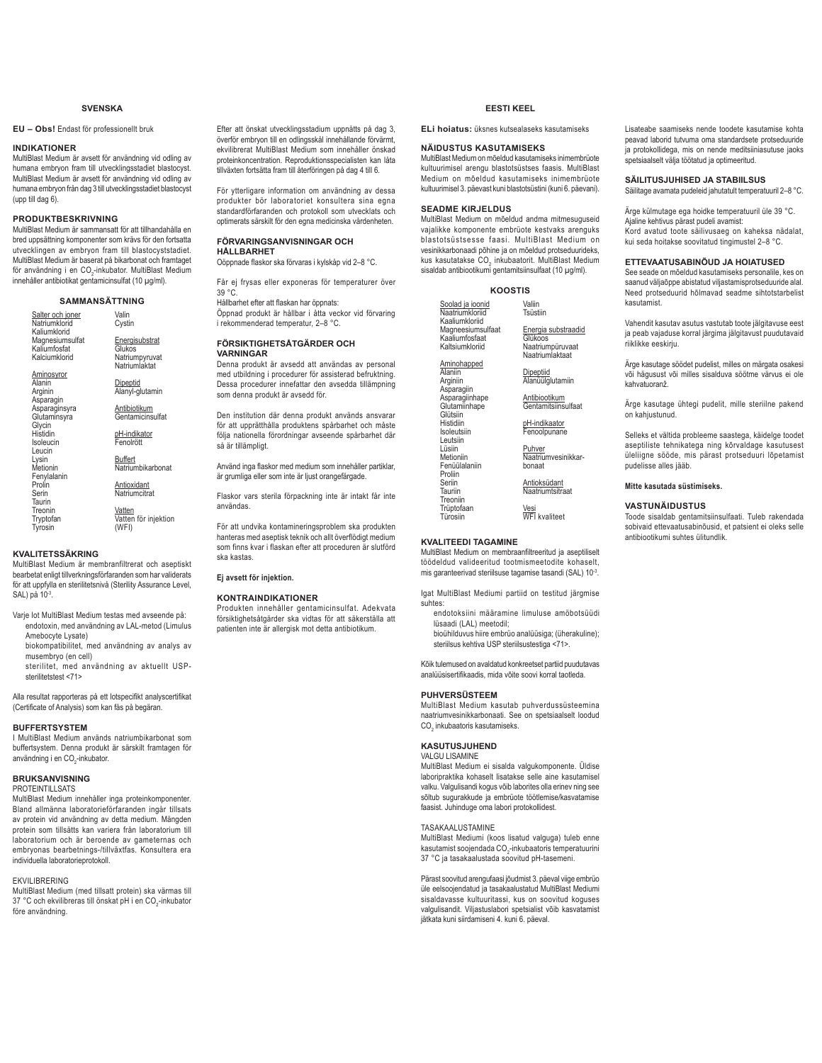## SVENSKA

**EU – Obs!** Endast för professionellt bruk

### INDIKATIONER

MultiBlast Medium är avsett för användning vid odling av humana embryon fram till utvecklingsstadiet blastocyst. MultiBlast Medium är avsett för användning vid odling av humana embryon från dag 3 till utvecklingsstadiet blastocyst (upp till dag 6).

### PRODUKTBESKRIVNING

MultiBlast Medium är sammansatt för att tillhandahålla en bred uppsättning komponenter som krävs för den fortsatta utvecklingen av embryon fram till blastocyststadiet. MultiBlast Medium är baserat på bikarbonat och framtaget för användning i en $CO_2$-inkubator. MultiBlast Medium innehåller antibiotikat gentamicinsulfat (10 µg/ml).

### SAMMANSÄTTNING

| | |
|---|---|
| Salter och joner | Valin |
| Natriumklorid | Cystin |
| Kaliumklorid | |
| Magnesiumsulfat | Energisubstrat |
| Kaliumfosfat | Glukos |
| Kalciumklorid | Natriumpyruvat |
| | Natriumlaktat |
| Aminosyror | |
| Alanin | Dipeptid |
| Arginin | Alanyl-glutamin |
| Asparagin | |
| Asparaginsyra | Antibiotikum |
| Glutaminsyra | Gentamicinsulfat |
| Glycin | |
| Histidin | pH-indikator |
| Isoleucin | Fenolrött |
| Leucin | |
| Lysin | Buffert |
| Metionin | Natriumbikarbonat |
| Fenylalanin | |
| Prolin | Antioxidant |
| Serin | Natriumcitrat |
| Taurin | |
| Treonin | Vatten |
| Tryptofan | Vatten för injektion |
| Tyrosin | (WFI) |

### KVALITETSSÄKRING

MultiBlast Medium är membranfiltrerat och aseptiskt bearbetat enligt tillverkningsförfaranden som har validerats för att uppfylla en sterilitetsnivå (Sterility Assurance Level, SAL) på $10^{-3}$.

Varje lot MultiBlast Medium testas med avseende på:
- endotoxin, med användning av LAL-metod (Limulus Amebocyte Lysate)
- biokompatibilitet, med användning av analys av musembryo (en cell)
- sterilitet, med användning av aktuellt USP-sterilitetstest <71>

Alla resultat rapporteras på ett lotspecifikt analyscertifikat (Certificate of Analysis) som kan fås på begäran.

### BUFFERTSYSTEM

I MultiBlast Medium används natriumbikarbonat som buffertsystem. Denna produkt är särskilt framtagen för användning i en $CO_2$-inkubator.

### BRUKSANVISNING

PROTEINTILLSATS

MultiBlast Medium innehåller inga proteinkomponenter. Bland allmänna laboratorieförfaranden ingår tillsats av protein vid användning av detta medium. Mängden protein som tillsätts kan variera från laboratorium till laboratorium och är beroende av gameternas och embryonas bearbetnings-/tillväxtfas. Konsultera era individuella laboratorieprotokoll.

EKVILIBRERING

MultiBlast Medium (med tillsatt protein) ska värmas till 37 °C och ekvilibreras till önskat pH i en $CO_2$-inkubator före användning.

Efter att önskat utvecklingsstadium uppnåtts på dag 3, överför embryon till en odlingsskål innehållande förvärmt, ekvilibrerat MultiBlast Medium som innehåller önskad proteinkoncentration. Reproduktionsspecialisten kan låta tillväxten fortsätta fram till återföringen på dag 4 till 6.

För ytterligare information om användning av dessa produkter bör laboratoriet konsultera sina egna standardförfaranden och protokoll som utvecklats och optimerats särskilt för den egna medicinska vårdenheten.

### FÖRVARINGSANVISNINGAR OCH HÅLLBARHET

Oöppnade flaskor ska förvaras i kylskåp vid 2–8 °C.

Får ej frysas eller exponeras för temperaturer över 39 °C.

Hållbarhet efter att flaskan har öppnats:
Öppnad produkt är hållbar i åtta veckor vid förvaring i rekommenderad temperatur, 2–8 °C.

### FÖRSIKTIGHETSÅTGÄRDER OCH VARNINGAR

Denna produkt är avsedd att användas av personal med utbildning i procedurer för assisterad befruktning. Dessa procedurer innefattar den avsedda tillämpning som denna produkt är avsedd för.

Den institution där denna produkt används ansvarar för att upprätthålla produktens spårbarhet och måste följa nationella förordningar avseende spårbarhet där så är tillämpligt.

Använd inga flaskor med medium som innehåller partiklar, är grumliga eller som inte är ljust orangefärgade.

Flaskor vars sterila förpackning inte är intakt får inte användas.

För att undvika kontamineringsproblem ska produkten hanteras med aseptisk teknik och allt överflödigt medium som finns kvar i flaskan efter att proceduren är slutförd ska kastas.

**Ej avsett för injektion.**

### KONTRAINDIKATIONER

Produkten innehåller gentamicinsulfat. Adekvata försiktighetsåtgärder ska vidtas för att säkerställa att patienten inte är allergisk mot detta antibiotikum.

## EESTI KEEL

**ELi hoiatus:** üksnes kutsealaseks kasutamiseks

### NÄIDUSTUS KASUTAMISEKS

MultiBlast Medium on mõeldud kasutamiseks inimembrüote kultuurimisel arengu blastotsüstses faasis. MultiBlast Medium on mõeldud kasutamiseks inimembrüote kultuurimisel 3. päevast kuni blastotsüstini (kuni 6. päevani).

### SEADME KIRJELDUS

MultiBlast Medium on mõeldud andma mitmesuguseid vajalikke komponente embrüote kestvaks arenguks blastotsüstsesse faasi. MultiBlast Medium on vesinikkarbonaadi põhine ja on mõeldud protseduurideks, kus kasutatakse $CO_2$ inkubaatorit. MultiBlast Medium sisaldab antibiootikumi gentamitsiinsulfaat (10 µg/ml).

### KOOSTIS

| | |
|---|---|
| Soolad ja ioonid | Valiin |
| Naatriumkloriid | Tsüstiin |
| Kaaliumkloriid | |
| Magneesiumsulfaat | Energia substraadid |
| Kaaliumfosfaat | Glükoos |
| Kaltsiumkloriid | Naatriumpüruvaat |
| | Naatriumlaktaat |
| Aminohapped | |
| Alaniin | Dipeptiid |
| Arginiin | Alanüülglutamiin |
| Asparagiin | |
| Asparagiinhape | Antibiootikum |
| Glutamiinhape | Gentamitsiinsulfaat |
| Glütsiin | |
| Histidiin | pH-indikaator |
| Isoleutsiin | Fenoolpunane |
| Leutsiin | |
| Lüsiin | Puhver |
| Metioniin | Naatriumvesinikkar- |
| Fenüülalaniin | bonaat |
| Proliin | |
| Seriin | Antioksüdant |
| Tauriin | Naatriumtsitraat |
| Treoniin | |
| Trüptofaan | Vesi |
| Türosiin | WFI kvaliteet |

### KVALITEEDI TAGAMINE

MultiBlast Medium on membraanfiltreeritud ja aseptiliselt töödeldud valideeritud tootmismeetodite kohaselt, mis garanteerivad steriilsuse tagamise tasandi (SAL) $10^{-3}$.

Igat MultiBlast Mediumi partiid on testitud järgmise suhtes:
- endotoksiini määramine limuluse amöbotsüüdi lüsaadi (LAL) meetodil;
- bioühilduvus hiire embrüo analüüsiga; (üherakuline);
- steriilsus kehtiva USP steriilsustestiga <71>.

Kõik tulemused on avaldatud konkreetset partiid puudutavas analüüsisertifikaadis, mida võite soovi korral taotleda.

### PUHVERSÜSTEEM

MultiBlast Medium kasutab puhverdussüsteemina naatriumvesinikkarbonaati. See on spetsiaalselt loodud $CO_2$ inkubaatoris kasutamiseks.

### KASUTUSJUHEND

VALGU LISAMINE

MultiBlast Medium ei sisalda valgukomponente. Üldise laboripraktika kohaselt lisatakse selle aine kasutamisel valku. Valgulisandi kogus võib laborites olla erinev ning see sõltub sugurakkude ja embrüote töötlemise/kasvatamise faasist. Juhinduge oma labori protokollidest.

TASAKAALUSTAMINE

MultiBlast Mediumi (koos lisatud valguga) tuleb enne kasutamist soojendada $CO_2$-inkubaatoris temperatuurini 37 °C ja tasakaalustada soovitud pH-tasemeni.

Pärast soovitud arengufaasi jõudmist 3. päeval viige embrüo üle eelsoojendatud ja tasakaalustatud MultiBlast Mediumi sisaldavasse kultuuritassi, kus on soovitud koguses valgulisandit. Viljastuslabori spetsialist võib kasvatamist jätkata kuni siirdamiseni 4. kuni 6. päeval.

Lisateabe saamiseks nende toodete kasutamise kohta peavad laborid tutvuma oma standardsete protseduuride ja protokollidega, mis on nende meditsiiniasutuse jaoks spetsiaalselt välja töötatud ja optimeeritud.

### SÄILITUSJUHISED JA STABIILSUS

Säilitage avamata pudeleid jahutatult temperatuuril 2–8 °C.

Ärge külmutage ega hoidke temperatuuril üle 39 °C.
Ajaline kehtivus pärast pudeli avamist:
Kord avatud toote säilivusaeg on kaheksa nädalat, kui seda hoitakse soovitatud tingimustel 2–8 °C.

### ETTEVAATUSABINÕUD JA HOIATUSED

See seade on mõeldud kasutamiseks personalile, kes on saanud väljaõppe abistatud viljastamisprotseduuride alal. Need protseduurid hõlmavad seadme sihtotstarbelist kasutamist.

Vahendit kasutav asutus vastutab toote jälgitavuse eest ja peab vajaduse korral järgima jälgitavust puudutavaid riiklikke eeskirju.

Ärge kasutage söödet pudelist, milles on märgata osakesi või hägusust või milles sisalduva söötme värvus ei ole kahvatuoranž.

Ärge kasutage ühtegi pudelit, mille steriilne pakend on kahjustunud.

Selleks et vältida probleeme saastega, käidelge toodet aseptiliste tehnikatega ning kõrvaldage kasutusest üleliigne sööde, mis pärast protseduuri lõpetamist pudelisse alles jääb.

**Mitte kasutada süstimiseks.**

### VASTUNÄIDUSTUS

Toode sisaldab gentamitsiinsulfaati. Tuleb rakendada sobivaid ettevaatusabinõusid, et patsient ei oleks selle antibiootikumi suhtes ülitundlik.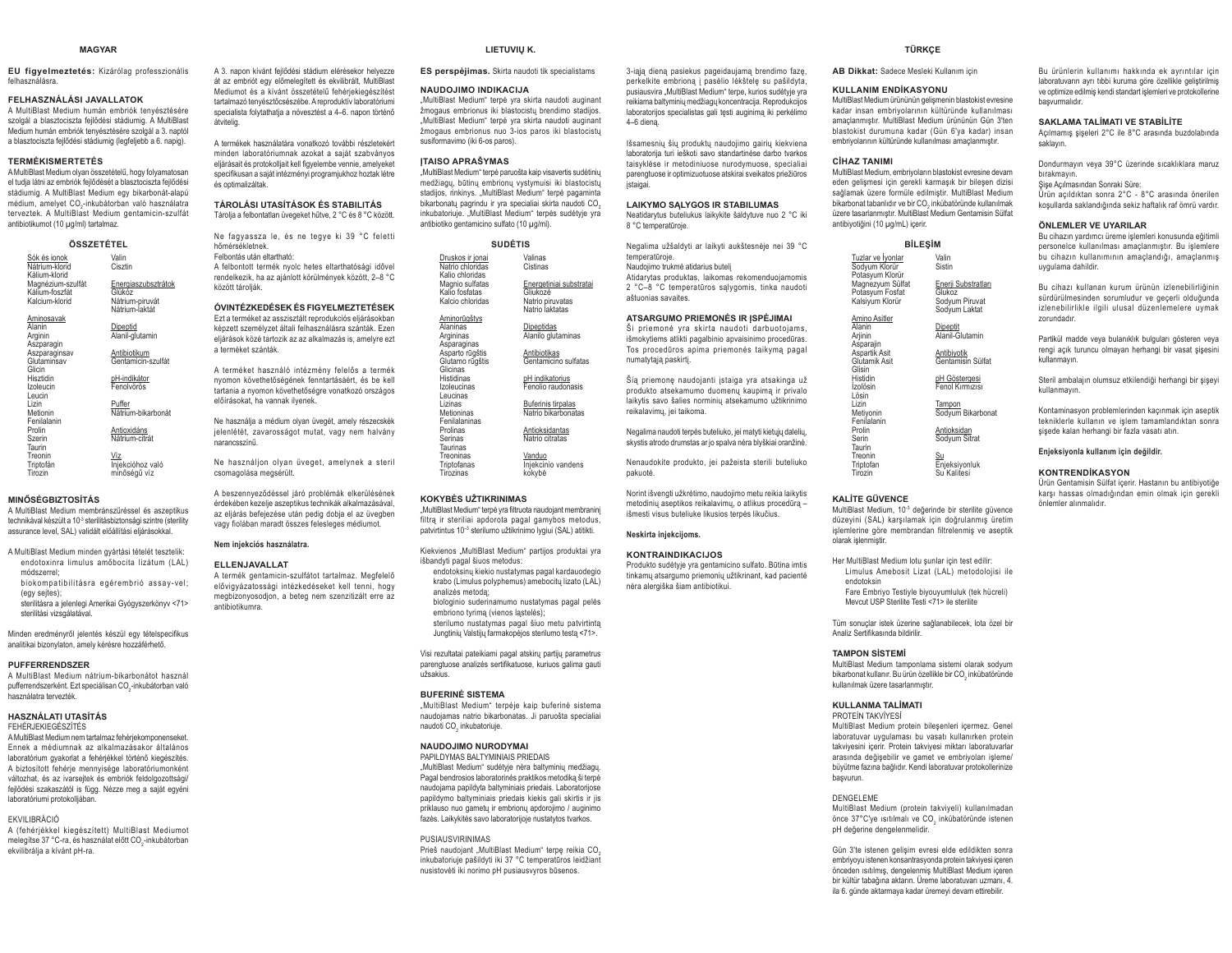## MAGYAR

**EU figyelmeztetés:** Kizárólag professzionális felhasználásra.

### FELHASZNÁLÁSI JAVALLATOK

A MultiBlast Medium humán embriók tenyésztésére szolgál a blasztociszta fejlődési stádiumig. A MultiBlast Medium humán embriók tenyésztésére szolgál a 3. naptól a blasztociszta fejlődési stádiumig (legfeljebb a 6. napig).

### TERMÉKISMERTETÉS

A MultiBlast Medium olyan összetételű, hogy folyamatosan el tudja látni az embriók fejlődését a blasztociszta fejlődési stádiumig. A MultiBlast Medium egy bikarbonát-alapú médium, amelyet $CO_2$-inkubátorban való használatra terveztek. A MultiBlast Medium gentamicin-szulfát antibiotikumot (10 µg/ml) tartalmaz.

### ÖSSZETÉTEL

| | |
|---|---|
| Sók és ionok | Valin |
| Nátrium-klorid | Cisztin |
| Kálium-klorid | |
| Magnézium-szulfát | Energiaszubsztrátok |
| Kálium-foszfát | Glükóz |
| Kalcium-klorid | Nátrium-piruvát |
| | Nátrium-laktát |
| Aminosavak | |
| Alanin | Dipeptid |
| Arginin | Alanil-glutamin |
| Aszparagin | |
| Aszparaginsav | Antibiotikum |
| Glutaminsav | Gentamicin-szulfát |
| Glicin | |
| Hisztidin | pH-indikátor |
| Izoleucin | Fenolvörös |
| Leucin | |
| Lizin | Puffer |
| Metionin | Nátrium-bikarbonát |
| Fenilalanin | |
| Prolin | Antioxidáns |
| Szerin | Nátrium-citrát |
| Taurin | |
| Treonin | Víz |
| Triptofán | Injekcióhoz való |
| Tirozin | minőségű víz |

### MINŐSÉGBIZTOSÍTÁS

A MultiBlast Medium membránszűréssel és aszeptikus technikával készült a $10^{-3}$ sterilitásbiztonsági szintre (sterility assurance level, SAL) validált előállítási eljárásokkal.

A MultiBlast Medium minden gyártási tételét tesztelik:
- endotoxinra limulus amőbocita lizátum (LAL) módszerrel;
- biokompatibilitásra egérembrió assay-vel; (egy sejtes);
- sterilitásra a jelenlegi Amerikai Gyógyszerkönyv <71> sterilitási vizsgálatával.

Minden eredményről jelentés készül egy tételspecifikus analitikai bizonylaton, amely kérésre hozzáférhető.

### PUFFERRENDSZER

A MultiBlast Medium nátrium-bikarbonátot használ pufferrendszerként. Ezt speciálisan $CO_2$-inkubátorban való használatra tervezték.

### HASZNÁLATI UTASÍTÁS

FEHÉRJEKIEGÉSZÍTÉS

A MultiBlast Medium nem tartalmaz fehérjekomponenseket. Ennek a médiumnak az alkalmazásakor általános laboratóriumi gyakorlat a fehérjékkel történő kiegészítés. A biztosított fehérje mennyisége laboratóriumonként változhat, és az ivarsejtek és embriók feldolgozottsági/fejlődési szakaszától is függ. Nézze meg a saját egyéni laboratóriumi protokolljában.

EKVILIBRÁCIÓ

A (fehérjékkel kiegészített) MultiBlast Mediumot melegítse 37 °C-ra, és használat előtt $CO_2$-inkubátorban ekvilibrálja a kívánt pH-ra.

A 3. napon kívánt fejlődési stádium elérésekor helyezze át az embriót egy előmelegített és ekvilibrált, MultiBlast Mediumot és a kívánt összetételű fehérjekiegészítést tartalmazó tenyésztőcsészébe. A reproduktív laboratóriumi specialista folytathatja a növesztést a 4–6. napon történő átvitelig.

A termékek használatára vonatkozó további részletekért minden laboratóriumnak azokat a saját szabványos eljárásait és protokollját kell figyelembe vennie, amelyeket specifikusan a saját intézményi programjukhoz hoztak létre és optimalizáltak.

### TÁROLÁSI UTASÍTÁSOK ÉS STABILITÁS

Tárolja a felbontatlan üvegeket hűtve, 2 °C és 8 °C között.

Ne fagyassza le, és ne tegye ki 39 °C feletti hőmérsékletnek.
Felbontás után eltartható:
A felbontott termék nyolc hetes eltarthatósági idővel rendelkezik, ha az ajánlott körülmények között, 2–8 °C között tárolják.

### ÓVINTÉZKEDÉSEK ÉS FIGYELMEZTETÉSEK

Ezt a terméket az asszisztált reprodukciós eljárásokban képzett személyzet általi felhasználásra szánták. Ezen eljárások közé tartozik az az alkalmazás is, amelyre ezt a terméket szánták.

A terméket használó intézmény felelős a termék nyomon követhetőségének fenntartásáért, és be kell tartania a nyomon követhetőségre vonatkozó országos előírásokat, ha vannak ilyenek.

Ne használja a médium olyan üvegét, amely részecskék jelenlétét, zavarosságot mutat, vagy nem halvány narancsszínű.

Ne használjon olyan üveget, amelynek a steril csomagolása megsérült.

A beszennyeződéssel járó problémák elkerülésének érdekében kezelje aszeptikus technikák alkalmazásával, az eljárás befejezése után pedig dobja el az üvegben vagy fiolában maradt összes felesleges médiumot.

**Nem injekciós használatra.**

### ELLENJAVALLAT

A termék gentamicin-szulfátot tartalmaz. Megfelelő elővigyázatossági intézkedéseket kell tenni, hogy megbizonyosodjon, a beteg nem szenzitizált erre az antibiotikumra.

## LIETUVIŲ K.

**ES perspėjimas.** Skirta naudoti tik specialistams

### NAUDOJIMO INDIKACIJA

„MultiBlast Medium" terpė yra skirta naudoti auginant žmogaus embrionus iki blastocistų brendimo stadijos. „MultiBlast Medium" terpė yra skirta naudoti auginant žmogaus embrionus nuo 3-ios paros iki blastocistų susiformavimo (iki 6-os paros).

### ĮTAISO APRAŠYMAS

„MultiBlast Medium" terpė paruošta kaip visavertis sudėtinių medžiagų, būtinų embrionų vystymuisi iki blastocistų stadijos, rinkinys. „MultiBlast Medium" terpė pagaminta bikarbonatų pagrindu ir yra specialiai skirta naudoti $CO_2$ inkubatoriuje. „MultiBlast Medium" terpės sudėtyje yra antibiotiko gentamicino sulfato (10 µg/ml).

### SUDĖTIS

| | |
|---|---|
| Druskos ir jonai | Valinas |
| Natrio chloridas | Cistinas |
| Kalio chloridas | |
| Magnio sulfatas | Energetiniai substratai |
| Kalio fosfatas | Gliukozė |
| Kalcio chloridas | Natrio piruvatas |
| | Natrio laktatas |
| Aminorūgštys | |
| Alaninas | Dipeptidas |
| Argininas | Alanilo glutaminas |
| Asparaginas | |
| Asparto rūgštis | Antibiotikas |
| Glutamo rūgštis | Gentamicino sulfatas |
| Glicinas | |
| Histidinas | pH indikatorius |
| Izoleucinas | Fenolio raudonasis |
| Leucinas | |
| Lizinas | Buferinis tirpalas |
| Metioninas | Natrio bikarbonatas |
| Fenilalaninas | |
| Prolinas | Antioksidantas |
| Serinas | Natrio citratas |
| Taurinas | |
| Treoninas | Vanduo |
| Triptofanas | Injekcinio vandens |
| Tirozinas | kokybė |

### KOKYBĖS UŽTIKRINIMAS

„MultiBlast Medium" terpė yra filtruota naudojant membraninį filtrą ir steriliai apdorota pagal gamybos metodus, patvirtintus $10^{-3}$ sterilumo užtikrinimo lygiui (SAL) atitikti.

Kiekvienos „MultiBlast Medium" partijos produktai yra išbandyti pagal šiuos metodus:
- endotoksinų kiekio nustatymas pagal kardauodegio krabo (Limulus polyphemus) amebocitų lizato (LAL) analizės metodą;
- biologinio suderinamumo nustatymas pagal pelės embriono tyrimą (vienos ląstelės);
- sterilumo nustatymas pagal šiuo metu patvirtintą Jungtinių Valstijų farmakopėjos sterilumo testą <71>.

Visi rezultatai pateikiami pagal atskirų partijų parametrus parengtuose analizės sertifikatuose, kuriuos galima gauti užsakius.

### BUFERINĖ SISTEMA

„MultiBlast Medium" terpėje kaip buferinė sistema naudojamas natrio bikarbonatas. Ji paruošta specialiai naudoti $CO_2$ inkubatoriuje.

### NAUDOJIMO NURODYMAI

PAPILDYMAS BALTYMINIAIS PRIEDAIS

„MultiBlast Medium" sudėtyje nėra baltyminių medžiagų. Pagal bendrosios laboratorinės praktikos metodiką ši terpė naudojama papildyta baltyminiais priedais. Laboratorijose papildymo baltyminiais priedais kiekis gali skirtis ir jis priklauso nuo gametų ir embrionų apdorojimo / auginimo fazės. Laikykitės savo laboratorijoje nustatytos tvarkos.

PUSIAUSVIRINIMAS

Prieš naudojant „MultiBlast Medium" terpę reikia $CO_2$ inkubatoriuje pašildyti iki 37 °C temperatūros leidžiant nusistovėti iki norimo pH pusiausvyros būsenos.

3-iąją dieną pasiekus pageidaujamą brendimo fazę, perkelkite embrioną į pašelio lėkštelę su pašildyta, pusiausvira „MultiBlast Medium" terpe, kurios sudėtyje yra reikiama baltyminių medžiagų koncentracija. Reprodukcijos laboratorijos specialistas gali tęsti auginimą iki perkėlimo 4–6 dieną.

Išsamesnių šių produktų naudojimo gairių kiekviena laboratorija turi ieškoti savo standartinėse darbo tvarkos taisyklėse ir metodiniuose nurodymuose, specialiai parengtuose ir optimizuotuose atskirai sveikatos priežiūros įstaigai.

### LAIKYMO SĄLYGOS IR STABILUMAS

Neatidarytus buteliukus laikykite šaldytuve nuo 2 °C iki 8 °C temperatūroje.

Negalima užšaldyti ar laikyti aukštesnėje nei 39 °C temperatūroje.
Naudojimo trukmė atidarius butelį
Atidarytas produktas, laikomas rekomenduojamomis 2 °C–8 °C temperatūros sąlygomis, tinka naudoti aštuonias savaites.

### ATSARGUMO PRIEMONĖS IR ĮSPĖJIMAI

Ši priemonė yra skirta naudoti darbuotojams, išmokytiems atlikti pagalbinio apvaisinimo procedūras. Tos procedūros apima priemonės taikymą pagal numatytąją paskirtį.

Šią priemonę naudojanti įstaiga yra atsakinga už produkto atsekamumo duomenų kaupimą ir privalo laikytis savo šalies norminių atsekamumo užtikrinimo reikalavimų, jei taikoma.

Negalima naudoti terpės buteliuko, jei matyti kietųjų dalelių, skystis atrodo drumstas ar jo spalva nėra blyškiai oranžinė.

Nenaudokite produkto, jei pažeista sterili buteliuko pakuotė.

Norint išvengti užkrėtimo, naudojimo metu reikia laikytis metodinių aseptikos reikalavimų, o atlikus procedūrą – išmesti visus buteliuke likusios terpės likučius.

**Neskirta injekcijoms.**

### KONTRAINDIKACIJOS

Produkto sudėtyje yra gentamicino sulfato. Būtina imtis tinkamų atsargumo priemonių užtikrinant, kad pacientė nėra alergiška šiam antibiotikui.

## TÜRKÇE

**AB Dikkat:** Sadece Mesleki Kullanım İçin

### KULLANIM ENDİKASYONU

MultiBlast Medium ürününün gelişmenin blastokist evresine kadar insan embriyolarının kültüründe kullanılması amaçlanmıştır. MultiBlast Medium ürününün Gün 3'ten blastokist durumuna kadar (Gün 6'ya kadar) insan embriyolarının kültüründe kullanılması amaçlanmıştır.

### CİHAZ TANIMI

MultiBlast Medium, embriyoların blastokist evresine devam eden gelişmesi için gerekli karmaşık bir bileşen dizisi sağlamak üzere formüle edilmiştir. MultiBlast Medium bikarbonat tabanlıdır ve bir $CO_2$ inkübatöründe kullanılmak üzere tasarlanmıştır. MultiBlast Medium Gentamisin Sülfat antibiyotiğini (10 µg/mL) içerir.

### BİLEŞİM

| | |
|---|---|
| Tuzlar ve İyonlar | Valin |
| Sodyum Klorür | Sistin |
| Potasyum Klorür | |
| Magnezyum Sülfat | Enerji Substratları |
| Potasyum Fosfat | Glukoz |
| Kalsiyum Klorür | Sodyum Piruvat |
| | Sodyum Laktat |
| Amino Asitler | |
| Alanin | Dipeptit |
| Arjinin | Alanil-Glutamin |
| Asparajin | |
| Aspartik Asit | Antibiyotik |
| Glutamik Asit | Gentamisin Sülfat |
| Glisin | |
| Histidin | pH Göstergesi |
| İzolösin | Fenol Kırmızısı |
| Lösin | |
| Lizin | Tampon |
| Metiyonin | Sodyum Bikarbonat |
| Fenilalanin | |
| Prolin | Antioksidan |
| Serin | Sodyum Sitrat |
| Taurin | |
| Treonin | Su |
| Triptofan | Enjeksiyonluk |
| Tirozin | Su Kalitesi |

### KALİTE GÜVENCE

MultiBlast Medium, $10^{-3}$ değerinde bir sterilite güvence düzeyini (SAL) karşılamak için doğrulanmış üretim işlemlerine göre membrandan filtrelenmiş ve aseptik olarak işlenmiştir.

Her MultiBlast Medium lotu şunlar için test edilir:
- Limulus Amebosit Lizat (LAL) metodolojisi ile endotoksin
- Fare Embriyo Testiyle biyouyumluluk (tek hücreli)
- Mevcut USP Sterilite Testi <71> ile sterilite

Tüm sonuçlar istek üzerine sağlanabilecek, lota özel bir Analiz Sertifikasında bildirilir.

### TAMPON SİSTEMİ

MultiBlast Medium tamponlama sistemi olarak sodyum bikarbonat kullanır. Bu ürün özellikle bir $CO_2$ inkübatöründe kullanılmak üzere tasarlanmıştır.

### KULLANMA TALİMATI

PROTEİN TAKVİYESİ

MultiBlast Medium protein bileşenleri içermez. Genel laboratuvar uygulaması bu vasatı kullanırken protein takviyesini içerir. Protein takviyesi miktarı laboratuvarlar arasında değişebilir ve gamet ve embriyoları işleme/büyütme fazına bağlıdır. Kendi laboratuvar protokollerinize başvurun.

DENGELEME

MultiBlast Medium (protein takviyeli) kullanılmadan önce 37°C'ye ısıtılmalı ve $CO_2$ inkübatöründe istenen pH değerine dengelenmelidir.

Gün 3'te istenen gelişim evresi elde edildikten sonra embriyoyu istenen konsantrasyonda protein takviyesi içeren önceden ısıtılmış, dengelenmiş MultiBlast Medium içeren bir kültür tabağına aktarın. Üreme laboratuvarı uzmanı, 4. ila 6. günde aktarmaya kadar üremeyi devam ettirebilir.

Bu ürünlerin kullanımı hakkında ek ayrıntılar için laboratuvarın ayrı tıbbi kuruma göre özellikle geliştirilmiş ve optimize edilmiş kendi standart işlemleri ve protokollerine başvurmalıdır.

### SAKLAMA TALİMATI VE STABİLİTE

Açılmamış şişeleri 2°C ile 8°C arasında buzdolabında saklayın.

Dondurmayın veya 39°C üzerinde sıcaklıklara maruz bırakmayın.
Şişe Açılmasından Sonraki Süre:
Ürün açıldıktan sonra 2°C - 8°C arasında önerilen koşullarda saklandığında sekiz haftalık raf ömrü vardır.

### ÖNLEMLER VE UYARILAR

Bu cihazın yardımcı üreme işlemleri konusunda eğitimli personelce kullanılması amaçlanmıştır. Bu işlemlere bu cihazın kullanımının amaçlandığı, amaçlanmış uygulama dahildir.

Bu cihazı kullanan kurum ürünün izlenebilirliğinin sürdürülmesinden sorumludur ve geçerli olduğunda izlenebilirlikle ilgili ulusal düzenlemelere uymak zorundadır.

Partikül madde veya bulanıklık bulguları gösteren veya rengi açık turuncu olmayan herhangi bir vasat şişesini kullanmayın.

Steril ambalajın olumsuz etkilendiği herhangi bir şişeyi kullanmayın.

Kontaminasyon problemlerinden kaçınmak için aseptik tekniklerle kullanın ve işlem tamamlandıktan sonra şişede kalan herhangi bir fazla vasatı atın.

**Enjeksiyonla kullanım için değildir.**

### KONTRENDİKASYON

Ürün Gentamisin Sülfat içerir. Hastanın bu antibiyotiğe karşı hassas olmadığından emin olmak için gerekli önlemler alınmalıdır.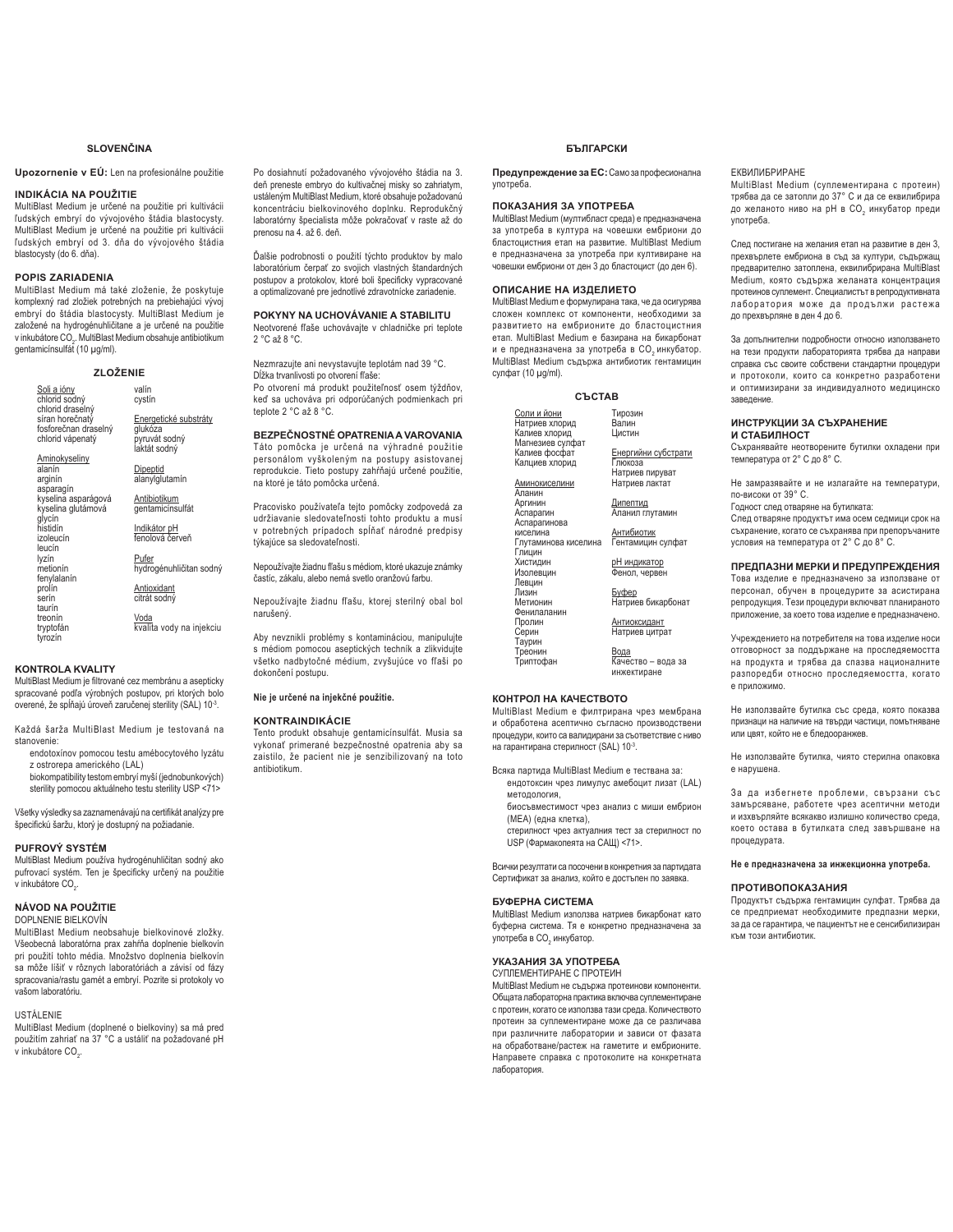## SLOVENČINA

**Upozornenie v EÚ:** Len na profesionálne použitie

### INDIKÁCIA NA POUŽITIE

MultiBlast Medium je určené na použitie pri kultivácii ľudských embryí do vývojového štádia blastocysty. MultiBlast Medium je určené na použitie pri kultivácii ľudských embryí od 3. dňa do vývojového štádia blastocysty (do 6. dňa).

### POPIS ZARIADENIA

MultiBlast Medium má také zloženie, že poskytuje komplexný rad zložiek potrebných na prebiehajúci vývoj embryí do štádia blastocysty. MultiBlast Medium je založené na hydrogénuhličitane a je určené na použitie v inkubátore $CO_2$. MultiBlast Medium obsahuje antibiotikum gentamicínsulfát (10 µg/ml).

### ZLOŽENIE

| | |
|---|---|
| Soli a ióny | valín |
| chlorid sodný | cystín |
| chlorid draselný | |
| síran horečnatý | Energetické substráty |
| fosforečnan draselný | glukóza |
| chlorid vápenatý | pyruvát sodný |
| | laktát sodný |
| Aminokyseliny | |
| alanín | Dipeptid |
| arginín | alanylglutamín |
| asparagín | |
| kyselina asparágová | Antibiotikum |
| kyselina glutámová | gentamicínsulfát |
| glycín | |
| histidín | Indikátor pH |
| izoleucín | fenolová červeň |
| leucín | |
| lyzín | Pufer |
| metionín | hydrogénuhličitan sodný |
| fenylalanín | |
| prolín | Antioxidant |
| serín | citrát sodný |
| taurín | |
| treonín | Voda |
| tryptofán | kvalita vody na injekciu |
| tyrozín | |

### KONTROLA KVALITY

MultiBlast Medium je filtrované cez membránu a asepticky spracované podľa výrobných postupov, pri ktorých bolo overené, že spĺňajú úroveň zaručenej sterility (SAL) $10^{-3}$.

Každá šarža MultiBlast Medium je testovaná na stanovenie:
- endotoxínov pomocou testu amébocytového lyzátu z ostrorepa amerického (LAL)
- biokompatibility testom embryí myší (jednobunkových)
- sterility pomocou aktuálneho testu sterility USP <71>

Všetky výsledky sa zaznamenávajú na certifikát analýzy pre špecifickú šaržu, ktorý je dostupný na požiadanie.

### PUFROVÝ SYSTÉM

MultiBlast Medium používa hydrogénuhličitan sodný ako pufrovací systém. Ten je špecificky určený na použitie v inkubátore $CO_2$.

### NÁVOD NA POUŽITIE

DOPLNENIE BIELKOVÍN

MultiBlast Medium neobsahuje bielkovinové zložky. Všeobecná laboratórna prax zahŕňa doplnenie bielkovín pri použití tohto média. Množstvo doplnenia bielkovín sa môže líšiť v rôznych laboratóriách a závisí od fázy spracovania/rastu gamét a embryí. Pozrite si protokoly vo vašom laboratóriu.

USTÁLENIE

MultiBlast Medium (doplnené o bielkoviny) sa má pred použitím zahriať na 37 °C a ustáliť na požadované pH v inkubátore $CO_2$.

Po dosiahnutí požadovaného vývojového štádia na 3. deň preneste embryo do kultivačnej misky so zahriatym, ustáleným MultiBlast Medium, ktoré obsahuje požadovanú koncentráciu bielkovinového doplnku. Reprodukčný laboratórny špecialista môže pokračovať v raste až do prenosu na 4. až 6. deň.

Ďalšie podrobnosti o použití týchto produktov by malo laboratórium čerpať zo svojich vlastných štandardných postupov a protokolov, ktoré boli špecificky vypracované a optimalizované pre jednotlivé zdravotnícke zariadenie.

### POKYNY NA UCHOVÁVANIE A STABILITU

Neotvorené fľaše uchovávajte v chladničke pri teplote 2 °C až 8 °C.

Nezmrazujte ani nevystavujte teplotám nad 39 °C.
Dĺžka trvanlivosti po otvorení fľaše:
Po otvorení má produkt použiteľnosť osem týždňov, keď sa uchováva pri odporúčaných podmienkach pri teplote 2 °C až 8 °C.

### BEZPEČNOSTNÉ OPATRENIA A VAROVANIA

Táto pomôcka je určená na výhradné použitie personálom vyškoleným na postupy asistovanej reprodukcie. Tieto postupy zahŕňajú určené použitie, na ktoré je táto pomôcka určená.

Pracovisko používateľa tejto pomôcky zodpovedá za udržiavanie sledovateľnosti tohto produktu a musí v potrebných prípadoch spĺňať národné predpisy týkajúce sa sledovateľnosti.

Nepoužívajte žiadnu fľašu s médiom, ktoré ukazuje známky častíc, zákalu, alebo nemá svetlo oranžovú farbu.

Nepoužívajte žiadnu fľašu, ktorej sterilný obal bol narušený.

Aby nevznikli problémy s kontamináciou, manipulujte s médiom pomocou aseptických techník a zlikvidujte všetko nadbytočné médium, zvyšujúce vo fľaši po dokončení postupu.

**Nie je určené na injekčné použitie.**

### KONTRAINDIKÁCIE

Tento produkt obsahuje gentamicínsulfát. Musia sa vykonať primerané bezpečnostné opatrenia aby sa zaistilo, že pacient nie je senzibilizovaný na toto antibiotikum.

## БЪЛГАРСКИ

**Предупреждение за ЕС:** Само за професионална употреба.

### ПОКАЗАНИЯ ЗА УПОТРЕБА

MultiBlast Medium (мултибласт среда) е предназначена за употреба в култура на човешки ембриони до бластоцистния етап на развитие. MultiBlast Medium е предназначена за употреба при култивиране на човешки ембриони от ден 3 до бластоцист (до ден 6).

### ОПИСАНИЕ НА ИЗДЕЛИЕТО

MultiBlast Medium е формулирана така, че да осигурява сложен комплекс от компоненти, необходими за развитието на ембрионите до бластоцистния етап. MultiBlast Medium е базирана на бикарбонат и е предназначена за употреба в $CO_2$ инкубатор. MultiBlast Medium съдържа антибиотик гентамицин сулфат (10 µg/ml).

### СЪСТАВ

| | |
|---|---|
| Соли и йони | Тирозин |
| Натриев хлорид | Валин |
| Калиев хлорид | Цистин |
| Магнезиев сулфат | |
| Калиев фосфат | Енергийни субстрати |
| Калциев хлорид | Глюкоза |
| | Натриев пируват |
| Аминокиселини | Натриев лактат |
| Аланин | |
| Аргинин | Дипептид |
| Аспарагин | Аланил глутамин |
| Аспарагинова киселина | Антибиотик |
| Глутаминова киселина | Гентамицин сулфат |
| Глицин | |
| Хистидин | pH индикатор |
| Изолевцин | Фенол, червен |
| Левцин | |
| Лизин | Буфер |
| Метионин | Натриев бикарбонат |
| Фенилаланин | |
| Пролин | Антиоксидант |
| Серин | Натриев цитрат |
| Таурин | |
| Треонин | Вода |
| Триптофан | Качество – вода за инжектиране |

### КОНТРОЛ НА КАЧЕСТВОТО

MultiBlast Medium е филтрирана чрез мембрана и обработена асептично съгласно производствени процедури, които са валидирани за съответствие с ниво на гарантирана стерилност (SAL) $10^{-3}$.

Всяка партида MultiBlast Medium е тествана за:
- ендотоксин чрез лимулус амебоцит лизат (LAL) методология,
- биосъвместимост чрез анализ с миши ембрион (MEA) (една клетка),
- стерилност чрез актуалния тест за стерилност по USP (Фармакопеята на САЩ) <71>.

Всички резултати са посочени в конкретния за партидата Сертификат за анализ, който е достъпен по заявка.

### БУФЕРНА СИСТЕМА

MultiBlast Medium използва натриев бикарбонат като буферна система. Тя е конкретно предназначена за употреба в $CO_2$ инкубатор.

### УКАЗАНИЯ ЗА УПОТРЕБА

СУПЛЕМЕНТИРАНЕ С ПРОТЕИН

MultiBlast Medium не съдържа протеинови компоненти. Общата лабораторна практика включва суплементиране с протеин, когато се използва тази среда. Количеството протеин за суплементиране може да се различава при различните лаборатории и зависи от фазата на обработване/растеж на гаметите и ембрионите. Направете справка с протоколите на конкретната лаборатория.

ЕКВИЛИБРИРАНЕ

MultiBlast Medium (суплементирана с протеин) трябва да се затопли до 37° C и да се еквилибрира до желаното ниво на pH в $CO_2$ инкубатор преди употреба.

След постигане на желания етап на развитие в ден 3, прехвърлете ембриона в съд за култури, съдържащ предварително затоплена, еквилибрирана MultiBlast Medium, която съдържа желаната концентрация протеинов суплемент. Специалистът в репродуктивната лаборатория може да продължи растежа до прехвърляне в ден 4 до 6.

За допълнителни подробности относно използването на тези продукти лабораторията трябва да направи справка със своите собствени стандартни процедури и протоколи, които са конкретно разработени и оптимизирани за индивидуалното медицинско заведение.

### ИНСТРУКЦИИ ЗА СЪХРАНЕНИЕ И СТАБИЛНОСТ

Съхранявайте неотворените бутилки охладени при температура от 2° С до 8° С.

Не замразявайте и не излагайте на температури, по-високи от 39° С.
Годност след отваряне на бутилката:
След отваряне продуктът има осем седмици срок на съхранение, когато се съхранява при препоръчаните условия на температура от 2° С до 8° С.

### ПРЕДПАЗНИ МЕРКИ И ПРЕДУПРЕЖДЕНИЯ

Това изделие е предназначено за използване от персонал, обучен в процедурите за асистирана репродукция. Тези процедури включват планираното приложение, за което това изделие е предназначено.

Учреждението на потребителя на това изделие носи отговорност за поддържане на проследяемостта на продукта и трябва да спазва националните разпоредби относно проследяемостта, когато е приложимо.

Не използвайте бутилка със среда, която показва признаци на наличие на твърди частици, помътняване или цвят, който не е бледооранжев.

Не използвайте бутилка, чиято стерилна опаковка е нарушена.

За да избегнете проблеми, свързани със замърсяване, работете чрез асептични методи и изхвърляйте всякакво излишно количество среда, което остава в бутилката след завършване на процедурата.

**Не е предназначена за инжекционна употреба.**

### ПРОТИВОПОКАЗАНИЯ

Продуктът съдържа гентамицин сулфат. Трябва да се предприемат необходимите предпазни мерки, за да се гарантира, че пациентът не е сенсибилизиран към този антибиотик.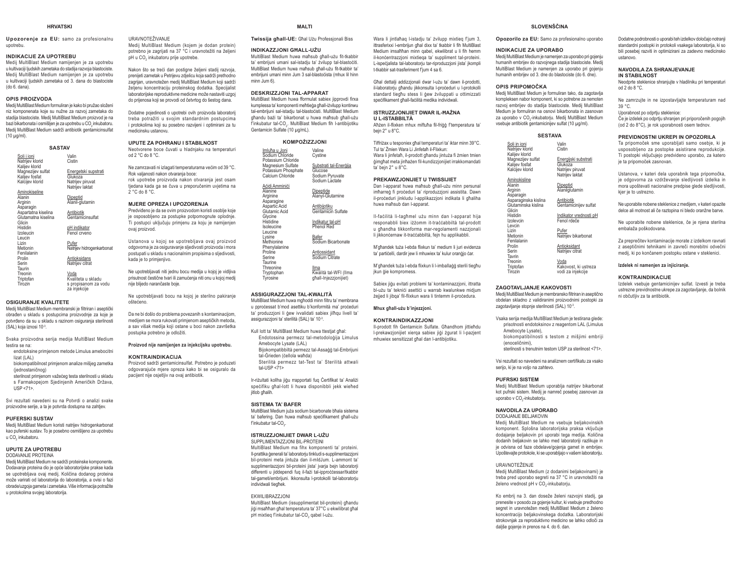## HRVATSKI

**Upozorenje za EU:** samo za profesionalnu upotrebu.

### INDIKACIJE ZA UPOTREBU

Medij MultiBlast Medium namijenjen je za upotrebu u kultivaciji ljudskih zametaka do stadija razvoja blastociste. Medij MultiBlast Medium namijenjen je za upotrebu u kultivaciji ljudskih zametaka od 3. dana do blastociste (do 6. dana).

### OPIS PROIZVODA

Medij MultiBlast Medium formuliran je kako bi pružao složeni niz komponenata koje su nužne za razvoj zametaka do stadija blastociste. Medij MultiBlast Medium proizveden je na bazi bikarbonata i osmišljen je za upotrebu u $CO_2$ inkubatoru. Medij MultiBlast Medium sadrži antibiotik gentamicinsulfat (10 µg/ml).

### SASTAV

| | |
|---|---|
| Soli i ioni | Valin |
| Natrijev klorid | Cistin |
| Kalijev klorid | |
| Magnezijev sulfat | Energetski supstrati |
| Kalijev fosfat | Glukoza |
| Kalcijev klorid | Natrijev piruvat |
| | Natrijev laktat |
| Aminokiseline | |
| Alanin | Dipeptid |
| Arginin | Alanil-glutamin |
| Asparagin | |
| Aspartatna kiselina | Antibiotik |
| Glutamatna kiselina | Gentamicinsulfat |
| Glicin | |
| Histidin | pH indikator |
| Izoleucin | Fenol crveno |
| Leucin | |
| Lizin | Pufer |
| Metionin | Natrijev hidrogenkarbonat |
| Fenilalanin | |
| Prolin | Antioksidans |
| Serin | Natrijev citrat |
| Taurin | |
| Treonin | Voda |
| Triptofan | Kvaliteta u skladu |
| Tirozin | s propisanom za vodu za injekcije |

### OSIGURANJE KVALITETE

Medij MultiBlast Medium membranski je filtriran i aseptički obrađen u skladu s postupcima proizvodnje za koje je potvrđeno da su u skladu s razinom osiguranja sterilnosti (SAL) koja iznosi $10^{-3}$.

Svaka proizvodna serija medija MultiBlast Medium testira se na:

- endotoksine primjenom metode Limulus amebocitni lizat (LAL)
- biokompatibilnost primjenom analize mišjeg zametka (jednostaničnog)
- sterilnost primjenom važećeg testa sterilnosti u skladu s Farmakopejom Sjedinjenih Američkih Država, USP <71>.

Svi rezultati navedeni su na Potvrdi o analizi svake proizvodne serije, a ta je potvrda dostupna na zahtjev.

### PUFERSKI SUSTAV

Medij MultiBlast Medium koristi natrijev hidrogenkarbonat kao puferski sustav. To je posebno osmišljeno za upotrebu u $CO_2$ inkubatoru.

### UPUTE ZA UPOTREBU

DODAVANJE PROTEINA

Medij MultiBlast Medium ne sadrži proteinske komponente. Dodavanje proteina dio je opće laboratorijske prakse kada se upotrebljava ovaj medij. Količina dodanog proteina može varirati od laboratorija do laboratorija, a ovisi o fazi obrade/uzgoja gameta i zametaka. Više informacija potražite u protokolima svojeg laboratorija.

URAVNOTEŽIVANJE

Medij MultiBlast Medium (kojem je dodan protein) potrebno je zagrijati na 37 °C i uravnotežiti na željeni pH u $CO_2$ inkubatoru prije upotrebe.

Nakon što se treći dan postigne željeni stadij razvoja, prenijeti zametak u Petrijevu zdjelicu koja sadrži prethodno zagrijan, uravnotežen medij MultiBlast Medium koji sadrži željenu koncentraciju proteinskog dodatka. Specijalist laboratorijske reproduktivne medicine može nastaviti uzgoj do prijenosa koji se provodi od četvrtog do šestog dana.

Dodatne pojedinosti o upotrebi ovih proizvoda laboratorij treba potražiti u svojim standardnim postupcima i protokolima koji su posebno razvijeni i optimirani za tu medicinsku ustanovu.

### UPUTE ZA POHRANU I STABILNOST

Neotvorene boce čuvati u hladnjaku na temperaturi od 2 °C do 8 °C.

Ne zamrzavati ni izlagati temperaturama većim od 39 °C.
Rok valjanosti nakon otvaranja boce:
rok upotrebe proizvoda nakon otvaranja jest osam tjedana kada ga se čuva u preporučenim uvjetima na 2 °C do 8 °C.

### MJERE OPREZA I UPOZORENJA

Predviđeno je da se ovim proizvodom koristi osoblje koje je osposobljeno za postupke potpomognute oplodnje. Ti postupci uključuju primjenu za koju je namijenjen ovaj proizvod.

Ustanova u kojoj se upotrebljava ovaj proizvod odgovorna je za osiguravanje sljedivosti proizvoda i mora postupati u skladu s nacionalnim propisima o sljedivosti, kada je to primjenjivo.

Ne upotrebljavati niti jednu bocu medija u kojoj je vidljiva prisutnost čestične tvari ili zamućenja niti onu u kojoj medij nije blijedo narančaste boje.

Ne upotrebljavati bocu na kojoj je sterilno pakiranje oštećeno.

Da ne bi došlo do problema povezanih s kontaminacijom, medijem se mora rukovati primjenom aseptičkih metoda, a sav višak medija koji ostane u boci nakon završetka postupka potrebno je odložiti.

**Proizvod nije namijenjen za injekcijsku upotrebu.**

### KONTRAINDIKACIJA

Proizvod sadrži gentamicinsulfat. Potrebno je poduzeti odgovarajuće mjere opreza kako bi se osiguralo da pacijent nije osjetljiv na ovaj antibiotik.

## MALTI

**Twissija għall-UE:** Għal Użu Professjonali Biss

### INDIKAZZJONI GĦALL-UŻU

MultiBlast Medium huwa maħsub għall-użu fit-tkabbir ta' embrijuni umani sal-istadju ta' żvilupp tal-blastoċisti. MultiBlast Medium huwa maħsub għall-użu fit-tkabbir ta' embrijuni umani minn Jum 3 sal-blastoċista (mhux lil hinn minn Jum 6).

### DESKRIZZJONI TAL-APPARAT

MultiBlast Medium huwa fformulat sabiex jipprovdi firxa kumplessa ta' komponenti meħtieġa għall-iżvilupp kontinwu tal-embrijuni sal-istadju tal-blastoċisti. MultiBlast Medium għandu bażi ta' bikarbonat u huwa maħsub għall-użu f'inkubatur tal-$CO_2$. MultiBlast Medium fih l-antibijotiku Gentamicin Sulfate (10 µg/mL).

### KOMPOŻIZZJONI

| | |
|---|---|
| Imluħa u Joni | Valine |
| Sodium Chloride | Cystine |
| Potassium Chloride | |
| Magnesium Sulfate | Substrati tal-Enerġija |
| Potassium Phosphate | Glucose |
| Calcium Chloride | Sodium Pyruvate |
| | Sodium Lactate |
| Aċidi Amminiċi | |
| Alanine | Dipeptide |
| Arginine | Alanyl-Glutamine |
| Asparagine | |
| Aspartic Acid | Antibijotiku |
| Glutamic Acid | Gentamicin Sulfate |
| Glycine | |
| Histidine | Indikatur tal-pH |
| Isoleucine | Phenol Red |
| Leucine | |
| Lysine | Bafer |
| Methionine | Sodium Bicarbonate |
| Phenylalanine | |
| Proline | Antiossidant |
| Serine | Sodium Citrate |
| Taurine | |
| Threonine | Ilma |
| Tryptophan | Kwalità tal-WFI (Ilma |
| Tyrosine | għall-Injezzjonijiet) |

### ASSIGURAZZJONI TAL-KWALITÀ

MultiBlast Medium huwa mgħoddi minn filtru ta' membrana u pproċessat b'mod asettiku b'konformità ma' proċeduri ta' produzzjoni li ġew ivvalidati sabiex jilħqu livell ta' assigurazzjoni ta' sterilità (SAL) ta' $10^{-3}$.

Kull lott ta' MultiBlast Medium huwa ttestjat għal:

- Endotossina permezz tal-metodoloġija Limulus Amebocyte Lysate (LAL)
- Bijokompatibbiltà permezz tal-Assaġġ tal-Embrijuni tal-Ġrieden (ċellola waħda)
- Sterilità permezz tat-Test ta' Sterilità attwali tal-USP <71>

Ir-riżultati kollha jiġu rrappurtati fuq Ċertifikat ta' Analiżi speċifiku għall-lott li huwa disponibbli jekk wieħed jitlob għalih.

### SISTEMA TA' BAFER

MultiBlast Medium juża sodium bicarbonate bħala sistema ta' bafering. Dan huwa maħsub speċifikament għall-użu f'inkubatur tal-$CO_2$.

### ISTRUZZJONIJIET DWAR L-UŻU

SUPPLIMENTAZZJONI BIL-PROTEINI

MultiBlast Medium ma fihx komponenti ta' proteini. Il-prattika ġenerali ta' laboratorju tinkludi s-supplimentazzjoni bil-proteini meta jintuża dan il-mIdJum. L-ammont ta' supplimentazzjoni bil-proteini jista' jvarja bejn laboratorji differenti u jiddependi fuq il-fażi tal-ipproċċessar/tkabbir tal-gameti/embrijuni. Ikkonsulta l-protokolli tal-laboratorju individwali tiegħek.

EKWILIBRAZZJONI

MultiBlast Medium (issupplimentat bil-proteini) għandu jiġi msaħħan għal temperatura ta' 37°C u ekwilibrat għal pH mixtieq f'inkubatur tal-$CO_2$ qabel l-użu.

Wara li jintlaħaq l-istadju ta' żvilupp mixtieq f'jum 3, ittrasferixxi l-embrijun għal dixx ta' tkabbir li fih MultiBlast Medium imsaħħan minn qabel, ekwilibrat u li fih hemm il-konċentrazzjoni mixtieqa ta' suppliment tal-proteini. L-ispeċjalista tal-laboratorju tar-riproduzzjoni jista' jkompli t-tkabbir sat-trasferiment f'jum 4 sa 6.

Għal dettalji addizzjonali dwar l-użu ta' dawn il-prodotti, il-laboratorju għandu jikkonsulta l-proċeduri u l-protokolli standard tiegħu stess li ġew żviluppati u ottimizzati speċifikament għall-faċilità medika individwali.

### ISTRUZZJONIJIET DWAR IL-ĦAŻNA U L-ISTABBILTÀ

Aħżen il-fliexken mhux miftuħa fil-friġġ f'temperatura ta' bejn 2° u 8°C.

Tiffriżax u tesponix għal temperaturi ta' iktar minn 39°C.
Tul ta' Żmien Wara Li Jinfetaħ il-Flixkun:
Wara li jinfetaħ, il-prodott għandu jintuża fi żmien tmien ġimgħat meta jinħażen fil-kundizzjonijiet irrakkomandati ta' bejn 2° u 8°C.

### PREKAWZJONIJIET U TWISSIJIET

Dan l-apparat huwa maħsub għall-użu minn persunal imħarreġ fi proċeduri ta' riproduzzjoni assistita. Dawn il-proċeduri jinkludu l-applikazzjoni indikata li għaliha huwa maħsub dan l-apparat.

Il-faċilità li tagħmel użu minn dan l-apparat hija responsabbli biex iżżomm it-traċċabbiltà tal-prodott u għandha tikkonforma mar-regolamenti nazzjonali li jikkonċernaw it-traċċabbiltà, fejn hu applikabbli.

M'għandek tuża l-ebda flixkun ta' medium li juri evidenza ta' partiċelli, dardir jew li mhuwiex ta' kulur oranġjo ċar.

M'għandek tuża l-ebda flixkun li l-imballaġġ sterili tiegħu jkun ġie kompromess.

Sabiex jiġu evitati problemi ta' kontaminazzjoni, ittratta bl-użu ta' tekniċi asettiċi u warrab kwalunkwe midjum żejjed li jibqa' fil-flixkun wara li tintemm il-proċedura.

**Mhux għall-użu b'injezzjoni.**

### KONTRAINDIKAZZJONI

Il-prodott fih Gentamicin Sulfate. Għandhom jittieħdu l-prekawzjonijiet xierqa sabiex jiġi żgurat li l-pazjent mhuwiex sensitizzat għal dan l-antibijotiku.

## SLOVENŠČINA

**Opozorilo za EU:** Samo za profesionalno uporabo

### INDIKACIJE ZA UPORABO

Medij MultiBlast Medium je namenjen za uporabo pri gojenju humanih embrijev do razvojnega stadija blastociste. Medij MultiBlast Medium je namenjen za uporabo pri gojenju humanih embrijev od 3. dne do blastociste (do 6. dne).

### OPIS PRIPOMOČKA

Medij MultiBlast Medium je formuliran tako, da zagotavlja kompleksen nabor komponent, ki so potrebne za nemoten razvoj embrijev do stadija blastociste. Medij MultiBlast Medium je formuliran na osnovi bikarbonata in zasnovan za uporabo v $CO_2$-inkubatorju. Medij MultiBlast Medium vsebuje antibiotik gentamicinijev sulfat (10 µg/ml).

### SESTAVA

| | |
|---|---|
| Soli in ioni | Valin |
| Natrijev klorid | Cistin |
| Kalijev klorid | |
| Magnezijev sulfat | Energijski substrati |
| Kalijev fosfat | Glukoza |
| Kalcijev klorid | Natrijev piruvat |
| | Natrijev laktat |
| Aminokisline | |
| Alanin | Dipeptid |
| Arginin | Alanilglutamin |
| Asparagin | |
| Asparaginska kislina | Antibiotik |
| Glutaminska kislina | Gentamicinijev sulfat |
| Glicin | |
| Histidin | Indikator vrednosti pH |
| Izolevcin | Fenol rdeče |
| Levcin | |
| Lizin | Pufer |
| Metionin | Natrijev bikarbonat |
| Fenilalanin | |
| Prolin | Antioksidant |
| Serin | Natrijev citrat |
| Tavrin | |
| Treonin | Voda |
| Triptofan | Kakovost, ki ustreza |
| Tirozin | vodi za injekcije |

### ZAGOTAVLJANJE KAKOVOSTI

Medij MultiBlast Medium je membransko filtriran in aseptično obdelan skladno z validiranimi proizvodnimi postopki za zagotavljanje stopnje sterilnosti (SAL) $10^{-3}$.

Vsaka serija medija MultiBlast Medium je testirana glede:

- prisotnosti endotoksinov z reagentom LAL (Limulus Amebocyte Lysate),
- biokompatibilnosti s testom z mišjimi embriji (enoceličnimi),
- sterilnosti s trenutnim testom USP za sterilnost <71>.

Vsi rezultati so navedeni na analiznem certifikatu za vsako serijo, ki je na voljo na zahtevo.

### PUFRSKI SISTEM

Medij MultiBlast Medium uporablja natrijev bikarbonat kot pufrski sistem. Medij je namreč posebej zasnovan za uporabo v $CO_2$-inkubatorju.

### NAVODILA ZA UPORABO

DODAJANJE BELJAKOVIN

Medij MultiBlast Medium ne vsebuje beljakovinskih komponent. Splošna laboratorijska praksa vključuje dodajanje beljakovin pri uporabi tega medija. Količina dodanih beljakovin se lahko med laboratoriji razlikuje in je odvisna od faze obdelave/gojenja gamet in embrijev. Upoštevajte protokole, ki se uporabljajo v vašem laboratoriju.

URAVNOTEŽENJE

Medij MultiBlast Medium (z dodanimi beljakovinami) je treba pred uporabo segreti na 37 °C in uravnotežiti na želeno vrednost pH v $CO_2$-inkubatorju.

Ko embrij na 3. dan doseže želeni razvojni stadij, ga prenesite v posodo za gojenje kultur, ki vsebuje predhodno segret in uravnotežen medij MultiBlast Medium z želeno koncentracijo beljakovinskega dodatka. Laboratorijski strokovnjak za reproduktivno medicino se lahko odloči za daljše gojenje in prenos na 4. do 6. dan.

Dodatne podrobnosti o uporabi teh izdelkov določajo notranji standardni postopki in protokoli vsakega laboratorija, ki so bili posebej razviti in optimizirani za zadevno medicinsko ustanovo.

### NAVODILA ZA SHRANJEVANJE IN STABILNOST

Neodprte steklenice shranjujte v hladilniku pri temperaturi od 2 do 8 °C.

Ne zamrzujte in ne izpostavljajte temperaturam nad 39 °C.
Uporabnost po odprtju steklenice:
Če je izdelek po odprtju shranjen pri priporočenih pogojih (od 2 do 8°C), je rok uporabnosti osem tednov.

### PREVIDNOSTNI UKREPI IN OPOZORILA

Ta pripomoček sme uporabljati samo osebje, ki je usposobljeno za postopke asistirane reprodukcije. Ti postopki vključujejo predvideno uporabo, za katero je ta pripomoček zasnovan.

Ustanova, v kateri dela uporabnik tega pripomočka, je odgovorna za zagotavljanje sledljivosti izdelka in mora upoštevati nacionalne predpise glede sledljivosti, kjer je to ustrezno.

Ne uporabite nobene steklenice z medijem, v kateri opazite delce ali motnost ali če raztopina ni bledo oranžne barve.

Ne uporabite nobene steklenice, če je njena sterilna embalaža poškodovana.

Za preprečitev kontaminacije morate z izdelkom ravnati z aseptičnimi tehnikami in zavreči morebitni odvečni medij, ki po končanem postopku ostane v steklenici.

**Izdelek ni namenjen za injiciranje.**

### KONTRAINDIKACIJE

Izdelek vsebuje gentamicinijev sulfat. Izvesti je treba ustrezne previdnostne ukrepe za zagotavljanje, da bolnik ni občutljiv za ta antibiotik.